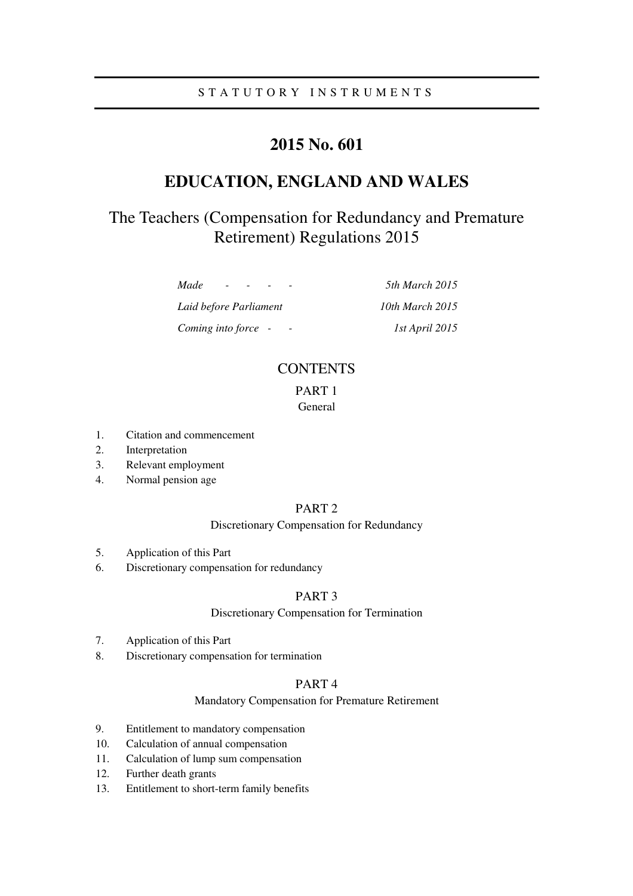STATUTORY INSTRUMENTS

# 2015 No. 601

# EDUCATION, ENGLAND AND WALES

## The Teachers (Compensation for Redundancy and Premature Retirement) Regulations 2015

| | |
|---|---|
| *Made* - - - - | *5th March 2015* |
| *Laid before Parliament* | *10th March 2015* |
| *Coming into force* - - | *1st April 2015* |

## CONTENTS

### PART 1
General

1. Citation and commencement
2. Interpretation
3. Relevant employment
4. Normal pension age

### PART 2
Discretionary Compensation for Redundancy

5. Application of this Part
6. Discretionary compensation for redundancy

### PART 3
Discretionary Compensation for Termination

7. Application of this Part
8. Discretionary compensation for termination

### PART 4
Mandatory Compensation for Premature Retirement

9. Entitlement to mandatory compensation
10. Calculation of annual compensation
11. Calculation of lump sum compensation
12. Further death grants
13. Entitlement to short-term family benefits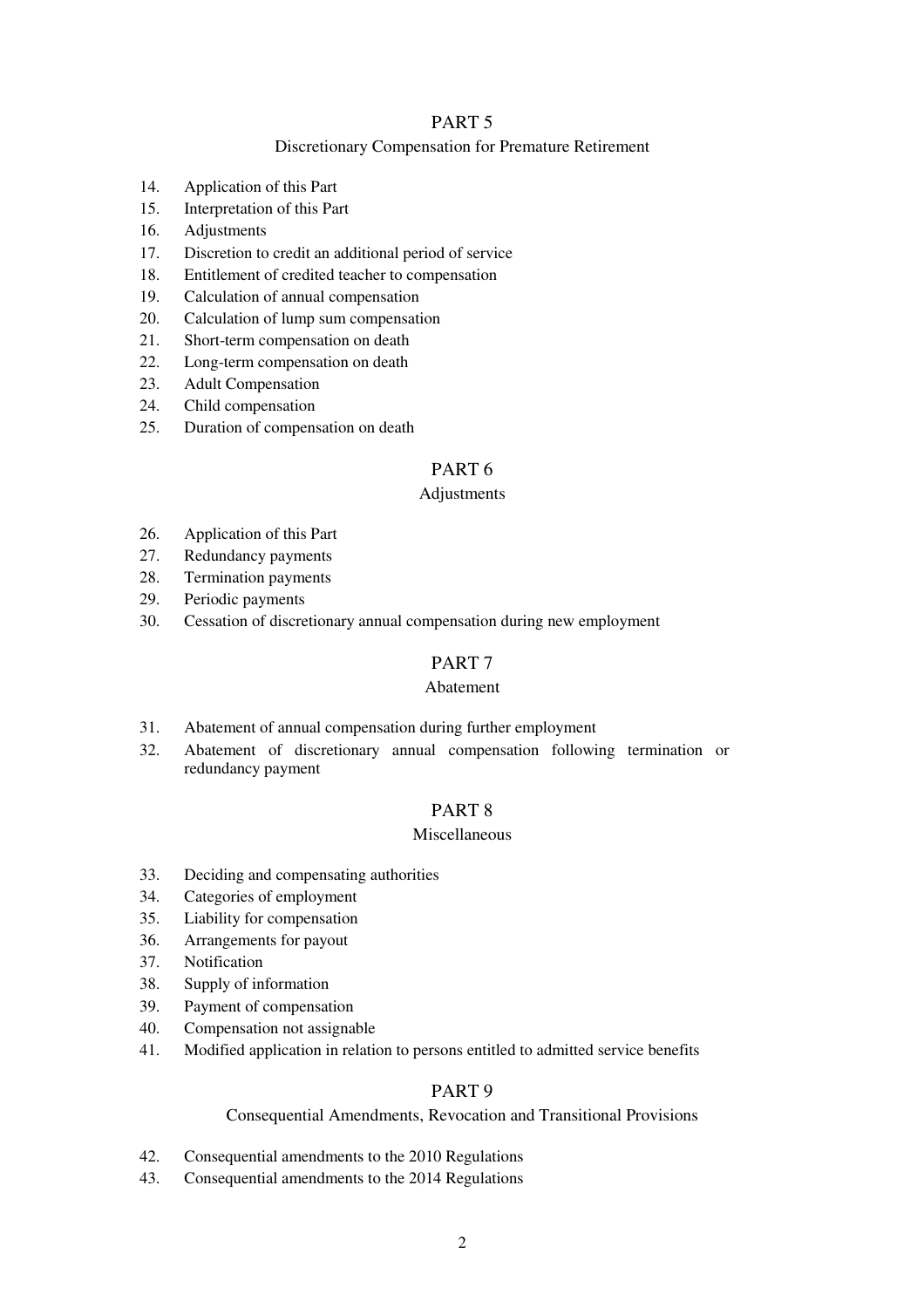## PART 5

### Discretionary Compensation for Premature Retirement

14. Application of this Part
15. Interpretation of this Part
16. Adjustments
17. Discretion to credit an additional period of service
18. Entitlement of credited teacher to compensation
19. Calculation of annual compensation
20. Calculation of lump sum compensation
21. Short-term compensation on death
22. Long-term compensation on death
23. Adult Compensation
24. Child compensation
25. Duration of compensation on death

## PART 6

### Adjustments

26. Application of this Part
27. Redundancy payments
28. Termination payments
29. Periodic payments
30. Cessation of discretionary annual compensation during new employment

## PART 7

### Abatement

31. Abatement of annual compensation during further employment
32. Abatement of discretionary annual compensation following termination or redundancy payment

## PART 8

### Miscellaneous

33. Deciding and compensating authorities
34. Categories of employment
35. Liability for compensation
36. Arrangements for payout
37. Notification
38. Supply of information
39. Payment of compensation
40. Compensation not assignable
41. Modified application in relation to persons entitled to admitted service benefits

## PART 9

### Consequential Amendments, Revocation and Transitional Provisions

42. Consequential amendments to the 2010 Regulations
43. Consequential amendments to the 2014 Regulations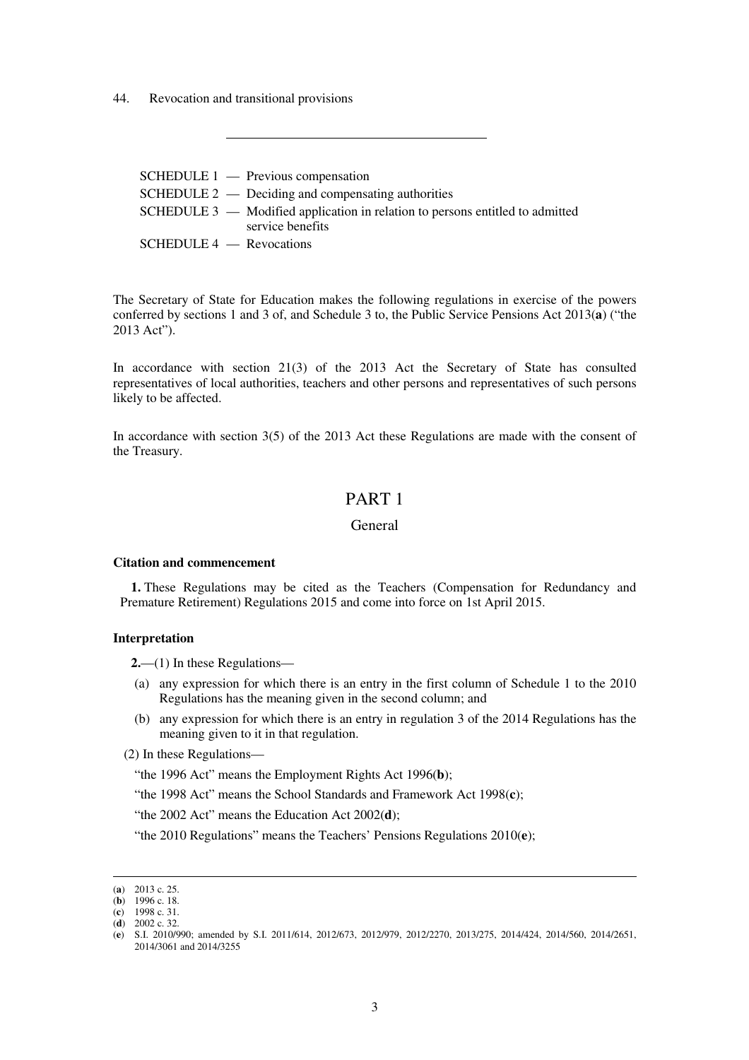44. Revocation and transitional provisions

---

SCHEDULE 1 — Previous compensation

SCHEDULE 2 — Deciding and compensating authorities

SCHEDULE 3 — Modified application in relation to persons entitled to admitted service benefits

SCHEDULE 4 — Revocations

The Secretary of State for Education makes the following regulations in exercise of the powers conferred by sections 1 and 3 of, and Schedule 3 to, the Public Service Pensions Act 2013(**a**) ("the 2013 Act").

In accordance with section 21(3) of the 2013 Act the Secretary of State has consulted representatives of local authorities, teachers and other persons and representatives of such persons likely to be affected.

In accordance with section 3(5) of the 2013 Act these Regulations are made with the consent of the Treasury.

# PART 1

## General

### Citation and commencement

**1.** These Regulations may be cited as the Teachers (Compensation for Redundancy and Premature Retirement) Regulations 2015 and come into force on 1st April 2015.

### Interpretation

**2.**—(1) In these Regulations—

(a) any expression for which there is an entry in the first column of Schedule 1 to the 2010 Regulations has the meaning given in the second column; and

(b) any expression for which there is an entry in regulation 3 of the 2014 Regulations has the meaning given to it in that regulation.

(2) In these Regulations—

"the 1996 Act" means the Employment Rights Act 1996(**b**);

"the 1998 Act" means the School Standards and Framework Act 1998(**c**);

"the 2002 Act" means the Education Act 2002(**d**);

"the 2010 Regulations" means the Teachers' Pensions Regulations 2010(**e**);

---

(**a**) 2013 c. 25.

(**b**) 1996 c. 18.

(**c**) 1998 c. 31.

(**d**) 2002 c. 32.

(**e**) S.I. 2010/990; amended by S.I. 2011/614, 2012/673, 2012/979, 2012/2270, 2013/275, 2014/424, 2014/560, 2014/2651, 2014/3061 and 2014/3255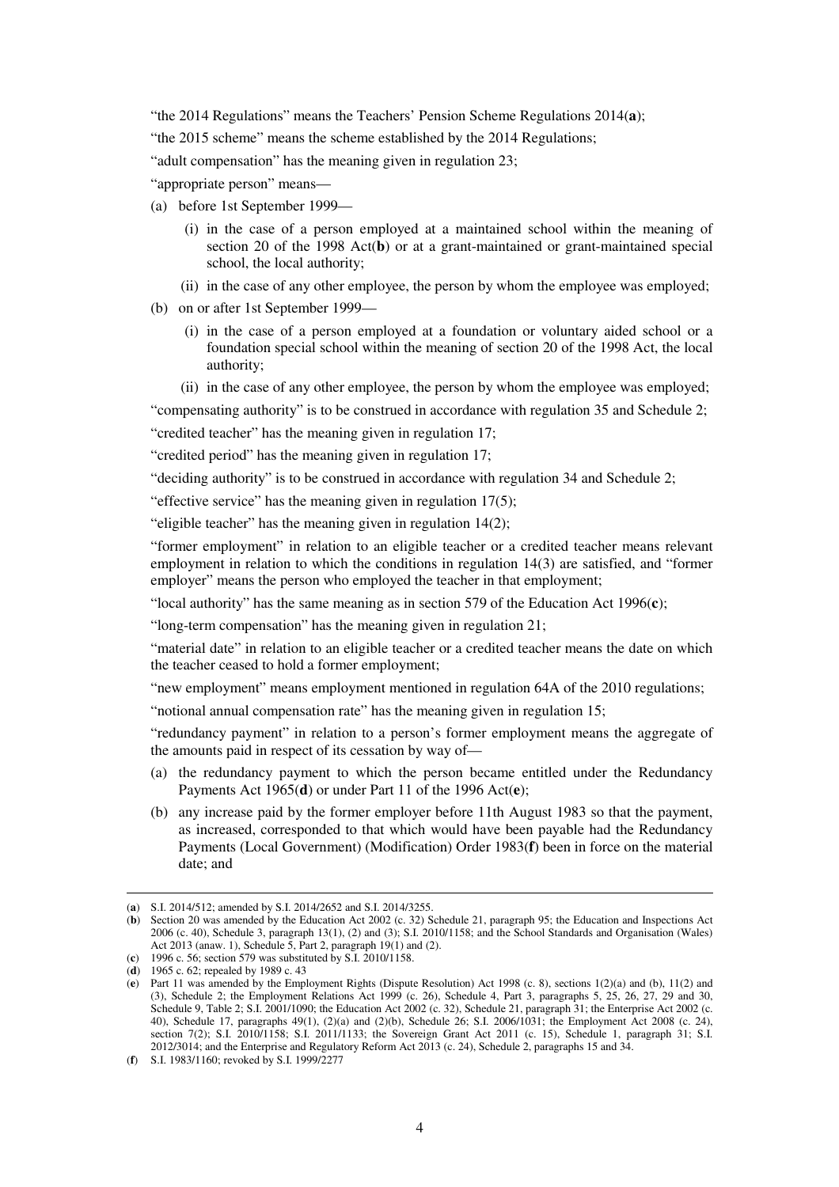"the 2014 Regulations" means the Teachers' Pension Scheme Regulations 2014(**a**);

"the 2015 scheme" means the scheme established by the 2014 Regulations;

"adult compensation" has the meaning given in regulation 23;

"appropriate person" means—

(a) before 1st September 1999—

  (i) in the case of a person employed at a maintained school within the meaning of section 20 of the 1998 Act(**b**) or at a grant-maintained or grant-maintained special school, the local authority;

  (ii) in the case of any other employee, the person by whom the employee was employed;

(b) on or after 1st September 1999—

  (i) in the case of a person employed at a foundation or voluntary aided school or a foundation special school within the meaning of section 20 of the 1998 Act, the local authority;

  (ii) in the case of any other employee, the person by whom the employee was employed;

"compensating authority" is to be construed in accordance with regulation 35 and Schedule 2;

"credited teacher" has the meaning given in regulation 17;

"credited period" has the meaning given in regulation 17;

"deciding authority" is to be construed in accordance with regulation 34 and Schedule 2;

"effective service" has the meaning given in regulation 17(5);

"eligible teacher" has the meaning given in regulation 14(2);

"former employment" in relation to an eligible teacher or a credited teacher means relevant employment in relation to which the conditions in regulation 14(3) are satisfied, and "former employer" means the person who employed the teacher in that employment;

"local authority" has the same meaning as in section 579 of the Education Act 1996(**c**);

"long-term compensation" has the meaning given in regulation 21;

"material date" in relation to an eligible teacher or a credited teacher means the date on which the teacher ceased to hold a former employment;

"new employment" means employment mentioned in regulation 64A of the 2010 regulations;

"notional annual compensation rate" has the meaning given in regulation 15;

"redundancy payment" in relation to a person's former employment means the aggregate of the amounts paid in respect of its cessation by way of—

(a) the redundancy payment to which the person became entitled under the Redundancy Payments Act 1965(**d**) or under Part 11 of the 1996 Act(**e**);

(b) any increase paid by the former employer before 11th August 1983 so that the payment, as increased, corresponded to that which would have been payable had the Redundancy Payments (Local Government) (Modification) Order 1983(**f**) been in force on the material date; and

---

(**a**) S.I. 2014/512; amended by S.I. 2014/2652 and S.I. 2014/3255.

(**b**) Section 20 was amended by the Education Act 2002 (c. 32) Schedule 21, paragraph 95; the Education and Inspections Act 2006 (c. 40), Schedule 3, paragraph 13(1), (2) and (3); S.I. 2010/1158; and the School Standards and Organisation (Wales) Act 2013 (anaw. 1), Schedule 5, Part 2, paragraph 19(1) and (2).

(**c**) 1996 c. 56; section 579 was substituted by S.I. 2010/1158.

(**d**) 1965 c. 62; repealed by 1989 c. 43

(**e**) Part 11 was amended by the Employment Rights (Dispute Resolution) Act 1998 (c. 8), sections 1(2)(a) and (b), 11(2) and (3), Schedule 2; the Employment Relations Act 1999 (c. 26), Schedule 4, Part 3, paragraphs 5, 25, 26, 27, 29 and 30, Schedule 9, Table 2; S.I. 2001/1090; the Education Act 2002 (c. 32), Schedule 21, paragraph 31; the Enterprise Act 2002 (c. 40), Schedule 17, paragraphs 49(1), (2)(a) and (2)(b), Schedule 26; S.I. 2006/1031; the Employment Act 2008 (c. 24), section 7(2); S.I. 2010/1158; S.I. 2011/1133; the Sovereign Grant Act 2011 (c. 15), Schedule 1, paragraph 31; S.I. 2012/3014; and the Enterprise and Regulatory Reform Act 2013 (c. 24), Schedule 2, paragraphs 15 and 34.

(**f**) S.I. 1983/1160; revoked by S.I. 1999/2277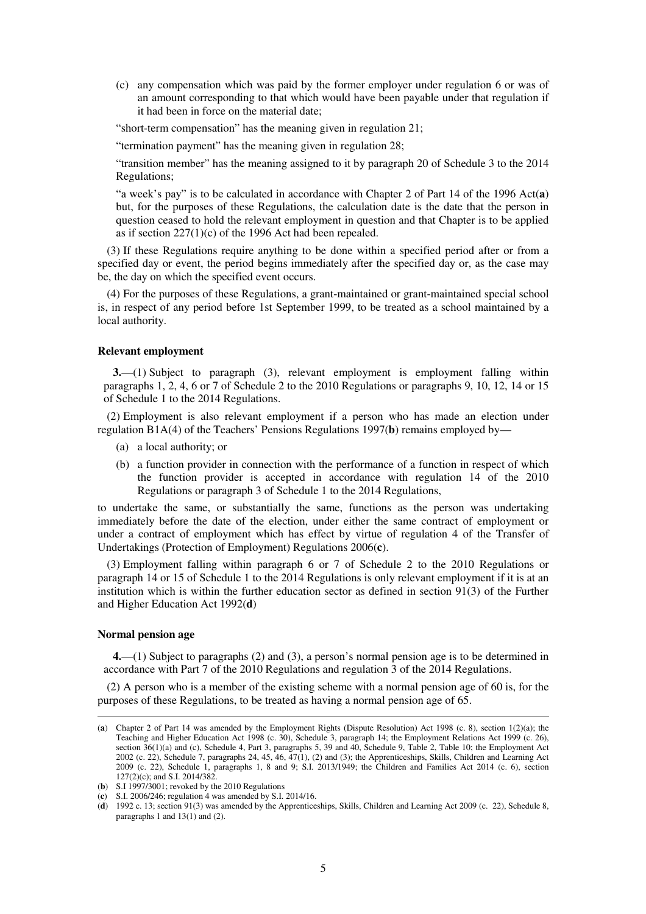(c) any compensation which was paid by the former employer under regulation 6 or was of an amount corresponding to that which would have been payable under that regulation if it had been in force on the material date;

"short-term compensation" has the meaning given in regulation 21;

"termination payment" has the meaning given in regulation 28;

"transition member" has the meaning assigned to it by paragraph 20 of Schedule 3 to the 2014 Regulations;

"a week's pay" is to be calculated in accordance with Chapter 2 of Part 14 of the 1996 Act(**a**) but, for the purposes of these Regulations, the calculation date is the date that the person in question ceased to hold the relevant employment in question and that Chapter is to be applied as if section 227(1)(c) of the 1996 Act had been repealed.

(3) If these Regulations require anything to be done within a specified period after or from a specified day or event, the period begins immediately after the specified day or, as the case may be, the day on which the specified event occurs.

(4) For the purposes of these Regulations, a grant-maintained or grant-maintained special school is, in respect of any period before 1st September 1999, to be treated as a school maintained by a local authority.

#### Relevant employment

**3.**—(1) Subject to paragraph (3), relevant employment is employment falling within paragraphs 1, 2, 4, 6 or 7 of Schedule 2 to the 2010 Regulations or paragraphs 9, 10, 12, 14 or 15 of Schedule 1 to the 2014 Regulations.

(2) Employment is also relevant employment if a person who has made an election under regulation B1A(4) of the Teachers' Pensions Regulations 1997(**b**) remains employed by—

(a) a local authority; or

(b) a function provider in connection with the performance of a function in respect of which the function provider is accepted in accordance with regulation 14 of the 2010 Regulations or paragraph 3 of Schedule 1 to the 2014 Regulations,

to undertake the same, or substantially the same, functions as the person was undertaking immediately before the date of the election, under either the same contract of employment or under a contract of employment which has effect by virtue of regulation 4 of the Transfer of Undertakings (Protection of Employment) Regulations 2006(**c**).

(3) Employment falling within paragraph 6 or 7 of Schedule 2 to the 2010 Regulations or paragraph 14 or 15 of Schedule 1 to the 2014 Regulations is only relevant employment if it is at an institution which is within the further education sector as defined in section 91(3) of the Further and Higher Education Act 1992(**d**)

#### Normal pension age

**4.**—(1) Subject to paragraphs (2) and (3), a person's normal pension age is to be determined in accordance with Part 7 of the 2010 Regulations and regulation 3 of the 2014 Regulations.

(2) A person who is a member of the existing scheme with a normal pension age of 60 is, for the purposes of these Regulations, to be treated as having a normal pension age of 65.

---

(**a**) Chapter 2 of Part 14 was amended by the Employment Rights (Dispute Resolution) Act 1998 (c. 8), section 1(2)(a); the Teaching and Higher Education Act 1998 (c. 30), Schedule 3, paragraph 14; the Employment Relations Act 1999 (c. 26), section 36(1)(a) and (c), Schedule 4, Part 3, paragraphs 5, 39 and 40, Schedule 9, Table 2, Table 10; the Employment Act 2002 (c. 22), Schedule 7, paragraphs 24, 45, 46, 47(1), (2) and (3); the Apprenticeships, Skills, Children and Learning Act 2009 (c. 22), Schedule 1, paragraphs 1, 8 and 9; S.I. 2013/1949; the Children and Families Act 2014 (c. 6), section 127(2)(c); and S.I. 2014/382.

(**b**) S.I 1997/3001; revoked by the 2010 Regulations

(**c**) S.I. 2006/246; regulation 4 was amended by S.I. 2014/16.

(**d**) 1992 c. 13; section 91(3) was amended by the Apprenticeships, Skills, Children and Learning Act 2009 (c. 22), Schedule 8, paragraphs 1 and 13(1) and (2).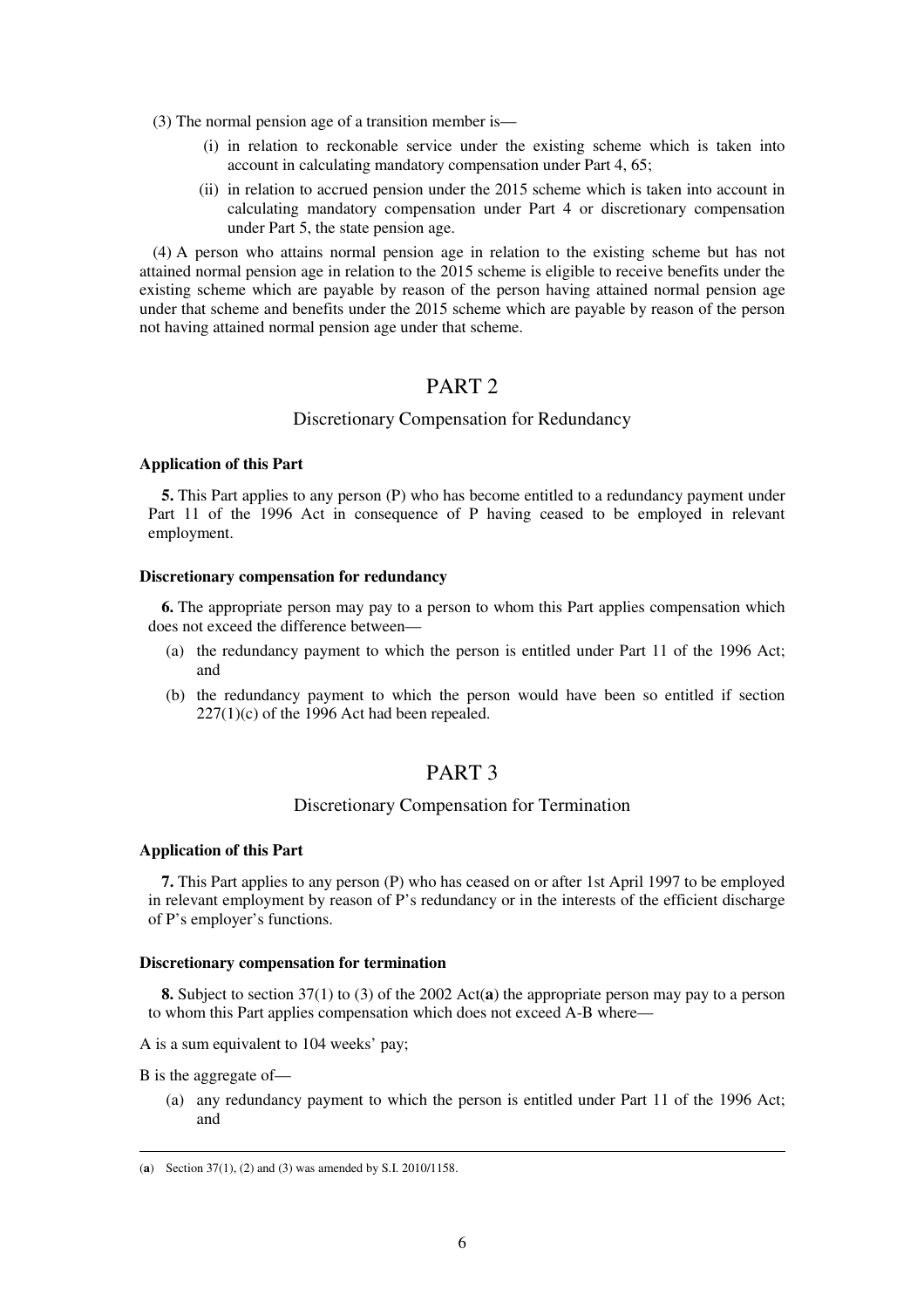(3) The normal pension age of a transition member is—

(i) in relation to reckonable service under the existing scheme which is taken into account in calculating mandatory compensation under Part 4, 65;

(ii) in relation to accrued pension under the 2015 scheme which is taken into account in calculating mandatory compensation under Part 4 or discretionary compensation under Part 5, the state pension age.

(4) A person who attains normal pension age in relation to the existing scheme but has not attained normal pension age in relation to the 2015 scheme is eligible to receive benefits under the existing scheme which are payable by reason of the person having attained normal pension age under that scheme and benefits under the 2015 scheme which are payable by reason of the person not having attained normal pension age under that scheme.

# PART 2

## Discretionary Compensation for Redundancy

**Application of this Part**

**5.** This Part applies to any person (P) who has become entitled to a redundancy payment under Part 11 of the 1996 Act in consequence of P having ceased to be employed in relevant employment.

**Discretionary compensation for redundancy**

**6.** The appropriate person may pay to a person to whom this Part applies compensation which does not exceed the difference between—

(a) the redundancy payment to which the person is entitled under Part 11 of the 1996 Act; and

(b) the redundancy payment to which the person would have been so entitled if section 227(1)(c) of the 1996 Act had been repealed.

# PART 3

## Discretionary Compensation for Termination

**Application of this Part**

**7.** This Part applies to any person (P) who has ceased on or after 1st April 1997 to be employed in relevant employment by reason of P's redundancy or in the interests of the efficient discharge of P's employer's functions.

**Discretionary compensation for termination**

**8.** Subject to section 37(1) to (3) of the 2002 Act([a]) the appropriate person may pay to a person to whom this Part applies compensation which does not exceed A-B where—

A is a sum equivalent to 104 weeks' pay;

B is the aggregate of—

(a) any redundancy payment to which the person is entitled under Part 11 of the 1996 Act; and

---

([a]) Section 37(1), (2) and (3) was amended by S.I. 2010/1158.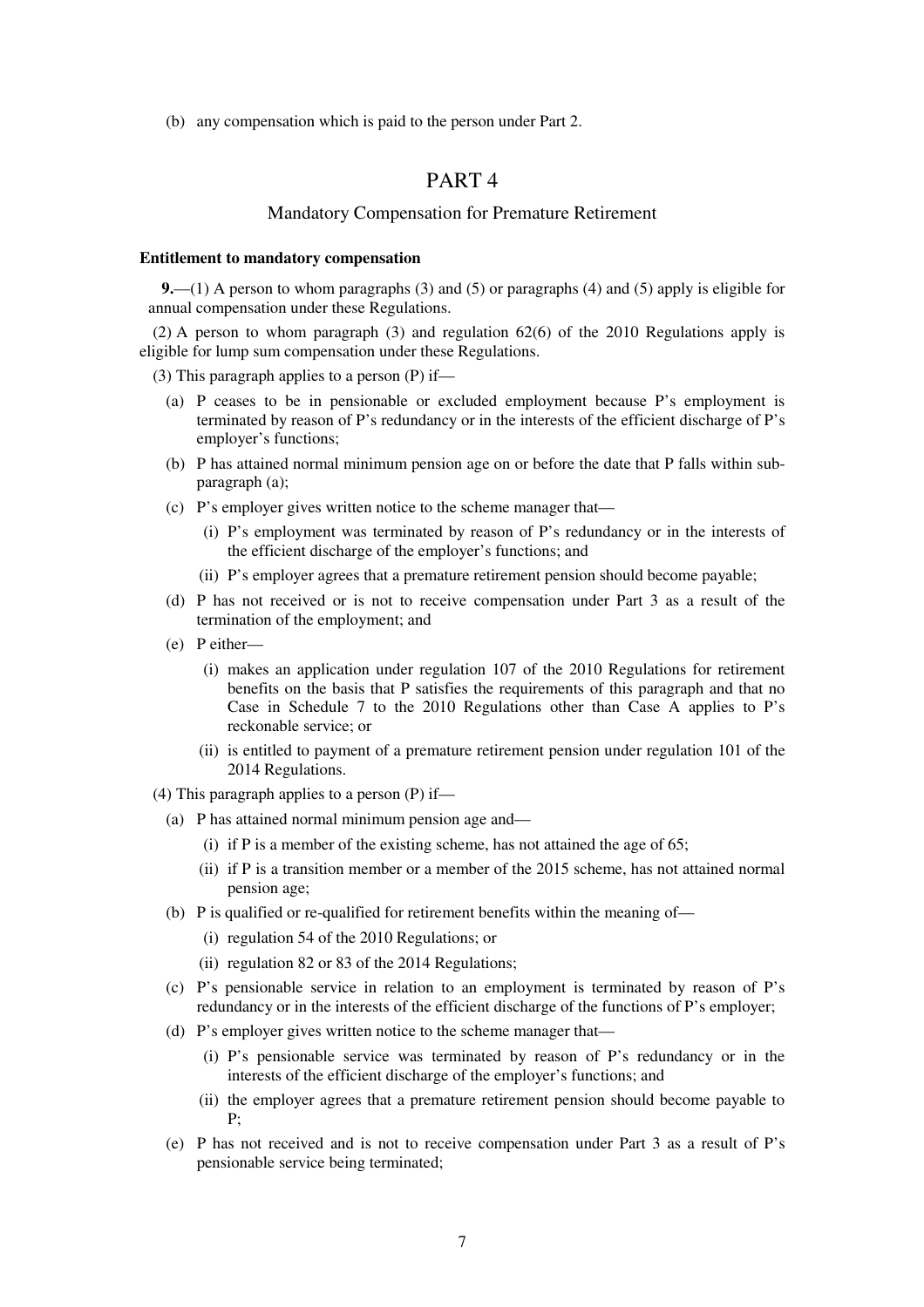(b) any compensation which is paid to the person under Part 2.

# PART 4

## Mandatory Compensation for Premature Retirement

**Entitlement to mandatory compensation**

**9.**—(1) A person to whom paragraphs (3) and (5) or paragraphs (4) and (5) apply is eligible for annual compensation under these Regulations.

(2) A person to whom paragraph (3) and regulation 62(6) of the 2010 Regulations apply is eligible for lump sum compensation under these Regulations.

(3) This paragraph applies to a person (P) if—

- (a) P ceases to be in pensionable or excluded employment because P's employment is terminated by reason of P's redundancy or in the interests of the efficient discharge of P's employer's functions;
- (b) P has attained normal minimum pension age on or before the date that P falls within sub-paragraph (a);
- (c) P's employer gives written notice to the scheme manager that—
  - (i) P's employment was terminated by reason of P's redundancy or in the interests of the efficient discharge of the employer's functions; and
  - (ii) P's employer agrees that a premature retirement pension should become payable;
- (d) P has not received or is not to receive compensation under Part 3 as a result of the termination of the employment; and
- (e) P either—
  - (i) makes an application under regulation 107 of the 2010 Regulations for retirement benefits on the basis that P satisfies the requirements of this paragraph and that no Case in Schedule 7 to the 2010 Regulations other than Case A applies to P's reckonable service; or
  - (ii) is entitled to payment of a premature retirement pension under regulation 101 of the 2014 Regulations.

(4) This paragraph applies to a person (P) if—

- (a) P has attained normal minimum pension age and—
  - (i) if P is a member of the existing scheme, has not attained the age of 65;
  - (ii) if P is a transition member or a member of the 2015 scheme, has not attained normal pension age;
- (b) P is qualified or re-qualified for retirement benefits within the meaning of—
  - (i) regulation 54 of the 2010 Regulations; or
  - (ii) regulation 82 or 83 of the 2014 Regulations;
- (c) P's pensionable service in relation to an employment is terminated by reason of P's redundancy or in the interests of the efficient discharge of the functions of P's employer;
- (d) P's employer gives written notice to the scheme manager that—
  - (i) P's pensionable service was terminated by reason of P's redundancy or in the interests of the efficient discharge of the employer's functions; and
  - (ii) the employer agrees that a premature retirement pension should become payable to P;
- (e) P has not received and is not to receive compensation under Part 3 as a result of P's pensionable service being terminated;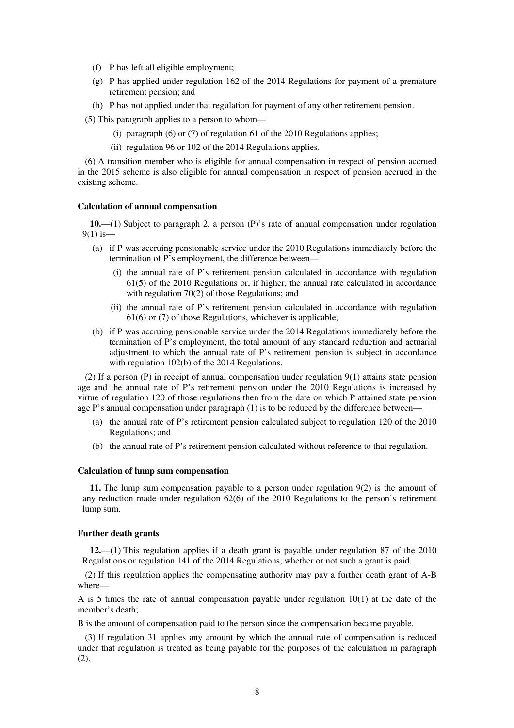(f) P has left all eligible employment;

(g) P has applied under regulation 162 of the 2014 Regulations for payment of a premature retirement pension; and

(h) P has not applied under that regulation for payment of any other retirement pension.

(5) This paragraph applies to a person to whom—

(i) paragraph (6) or (7) of regulation 61 of the 2010 Regulations applies;

(ii) regulation 96 or 102 of the 2014 Regulations applies.

(6) A transition member who is eligible for annual compensation in respect of pension accrued in the 2015 scheme is also eligible for annual compensation in respect of pension accrued in the existing scheme.

**Calculation of annual compensation**

**10.**—(1) Subject to paragraph 2, a person (P)'s rate of annual compensation under regulation 9(1) is—

(a) if P was accruing pensionable service under the 2010 Regulations immediately before the termination of P's employment, the difference between—

(i) the annual rate of P's retirement pension calculated in accordance with regulation 61(5) of the 2010 Regulations or, if higher, the annual rate calculated in accordance with regulation 70(2) of those Regulations; and

(ii) the annual rate of P's retirement pension calculated in accordance with regulation 61(6) or (7) of those Regulations, whichever is applicable;

(b) if P was accruing pensionable service under the 2014 Regulations immediately before the termination of P's employment, the total amount of any standard reduction and actuarial adjustment to which the annual rate of P's retirement pension is subject in accordance with regulation 102(b) of the 2014 Regulations.

(2) If a person (P) in receipt of annual compensation under regulation 9(1) attains state pension age and the annual rate of P's retirement pension under the 2010 Regulations is increased by virtue of regulation 120 of those regulations then from the date on which P attained state pension age P's annual compensation under paragraph (1) is to be reduced by the difference between—

(a) the annual rate of P's retirement pension calculated subject to regulation 120 of the 2010 Regulations; and

(b) the annual rate of P's retirement pension calculated without reference to that regulation.

**Calculation of lump sum compensation**

**11.** The lump sum compensation payable to a person under regulation 9(2) is the amount of any reduction made under regulation 62(6) of the 2010 Regulations to the person's retirement lump sum.

**Further death grants**

**12.**—(1) This regulation applies if a death grant is payable under regulation 87 of the 2010 Regulations or regulation 141 of the 2014 Regulations, whether or not such a grant is paid.

(2) If this regulation applies the compensating authority may pay a further death grant of A-B where—

A is 5 times the rate of annual compensation payable under regulation 10(1) at the date of the member's death;

B is the amount of compensation paid to the person since the compensation became payable.

(3) If regulation 31 applies any amount by which the annual rate of compensation is reduced under that regulation is treated as being payable for the purposes of the calculation in paragraph (2).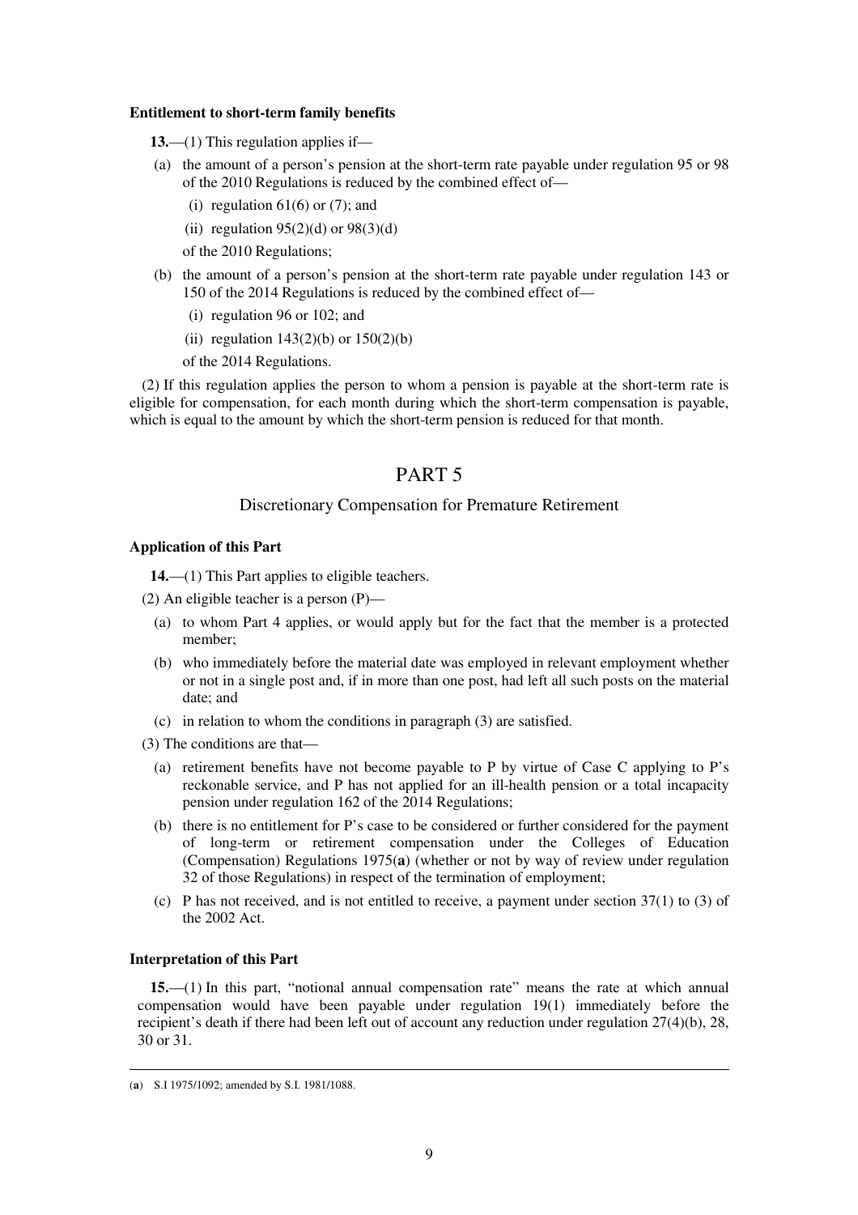#### Entitlement to short-term family benefits

**13.**—(1) This regulation applies if—

(a) the amount of a person's pension at the short-term rate payable under regulation 95 or 98 of the 2010 Regulations is reduced by the combined effect of—

(i) regulation 61(6) or (7); and

(ii) regulation 95(2)(d) or 98(3)(d)

of the 2010 Regulations;

(b) the amount of a person's pension at the short-term rate payable under regulation 143 or 150 of the 2014 Regulations is reduced by the combined effect of—

(i) regulation 96 or 102; and

(ii) regulation 143(2)(b) or 150(2)(b)

of the 2014 Regulations.

(2) If this regulation applies the person to whom a pension is payable at the short-term rate is eligible for compensation, for each month during which the short-term compensation is payable, which is equal to the amount by which the short-term pension is reduced for that month.

## PART 5

### Discretionary Compensation for Premature Retirement

#### Application of this Part

**14.**—(1) This Part applies to eligible teachers.

(2) An eligible teacher is a person (P)—

(a) to whom Part 4 applies, or would apply but for the fact that the member is a protected member;

(b) who immediately before the material date was employed in relevant employment whether or not in a single post and, if in more than one post, had left all such posts on the material date; and

(c) in relation to whom the conditions in paragraph (3) are satisfied.

(3) The conditions are that—

(a) retirement benefits have not become payable to P by virtue of Case C applying to P's reckonable service, and P has not applied for an ill-health pension or a total incapacity pension under regulation 162 of the 2014 Regulations;

(b) there is no entitlement for P's case to be considered or further considered for the payment of long-term or retirement compensation under the Colleges of Education (Compensation) Regulations 1975(**a**) (whether or not by way of review under regulation 32 of those Regulations) in respect of the termination of employment;

(c) P has not received, and is not entitled to receive, a payment under section 37(1) to (3) of the 2002 Act.

#### Interpretation of this Part

**15.**—(1) In this part, "notional annual compensation rate" means the rate at which annual compensation would have been payable under regulation 19(1) immediately before the recipient's death if there had been left out of account any reduction under regulation 27(4)(b), 28, 30 or 31.

---

(**a**) S.I 1975/1092; amended by S.I. 1981/1088.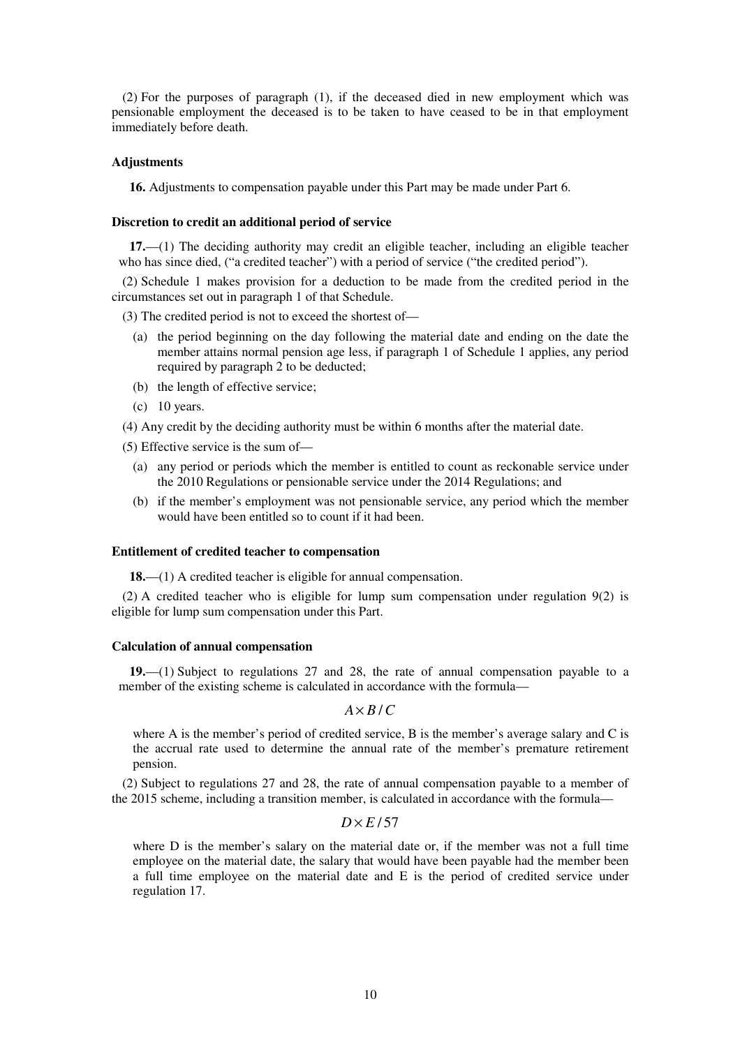(2) For the purposes of paragraph (1), if the deceased died in new employment which was pensionable employment the deceased is to be taken to have ceased to be in that employment immediately before death.

**Adjustments**

**16.** Adjustments to compensation payable under this Part may be made under Part 6.

**Discretion to credit an additional period of service**

**17.**—(1) The deciding authority may credit an eligible teacher, including an eligible teacher who has since died, ("a credited teacher") with a period of service ("the credited period").

(2) Schedule 1 makes provision for a deduction to be made from the credited period in the circumstances set out in paragraph 1 of that Schedule.

(3) The credited period is not to exceed the shortest of—

(a) the period beginning on the day following the material date and ending on the date the member attains normal pension age less, if paragraph 1 of Schedule 1 applies, any period required by paragraph 2 to be deducted;

(b) the length of effective service;

(c) 10 years.

(4) Any credit by the deciding authority must be within 6 months after the material date.

(5) Effective service is the sum of—

(a) any period or periods which the member is entitled to count as reckonable service under the 2010 Regulations or pensionable service under the 2014 Regulations; and

(b) if the member's employment was not pensionable service, any period which the member would have been entitled so to count if it had been.

**Entitlement of credited teacher to compensation**

**18.**—(1) A credited teacher is eligible for annual compensation.

(2) A credited teacher who is eligible for lump sum compensation under regulation 9(2) is eligible for lump sum compensation under this Part.

**Calculation of annual compensation**

**19.**—(1) Subject to regulations 27 and 28, the rate of annual compensation payable to a member of the existing scheme is calculated in accordance with the formula—

$$A \times B / C$$

where A is the member's period of credited service, B is the member's average salary and C is the accrual rate used to determine the annual rate of the member's premature retirement pension.

(2) Subject to regulations 27 and 28, the rate of annual compensation payable to a member of the 2015 scheme, including a transition member, is calculated in accordance with the formula—

$$D \times E / 57$$

where D is the member's salary on the material date or, if the member was not a full time employee on the material date, the salary that would have been payable had the member been a full time employee on the material date and E is the period of credited service under regulation 17.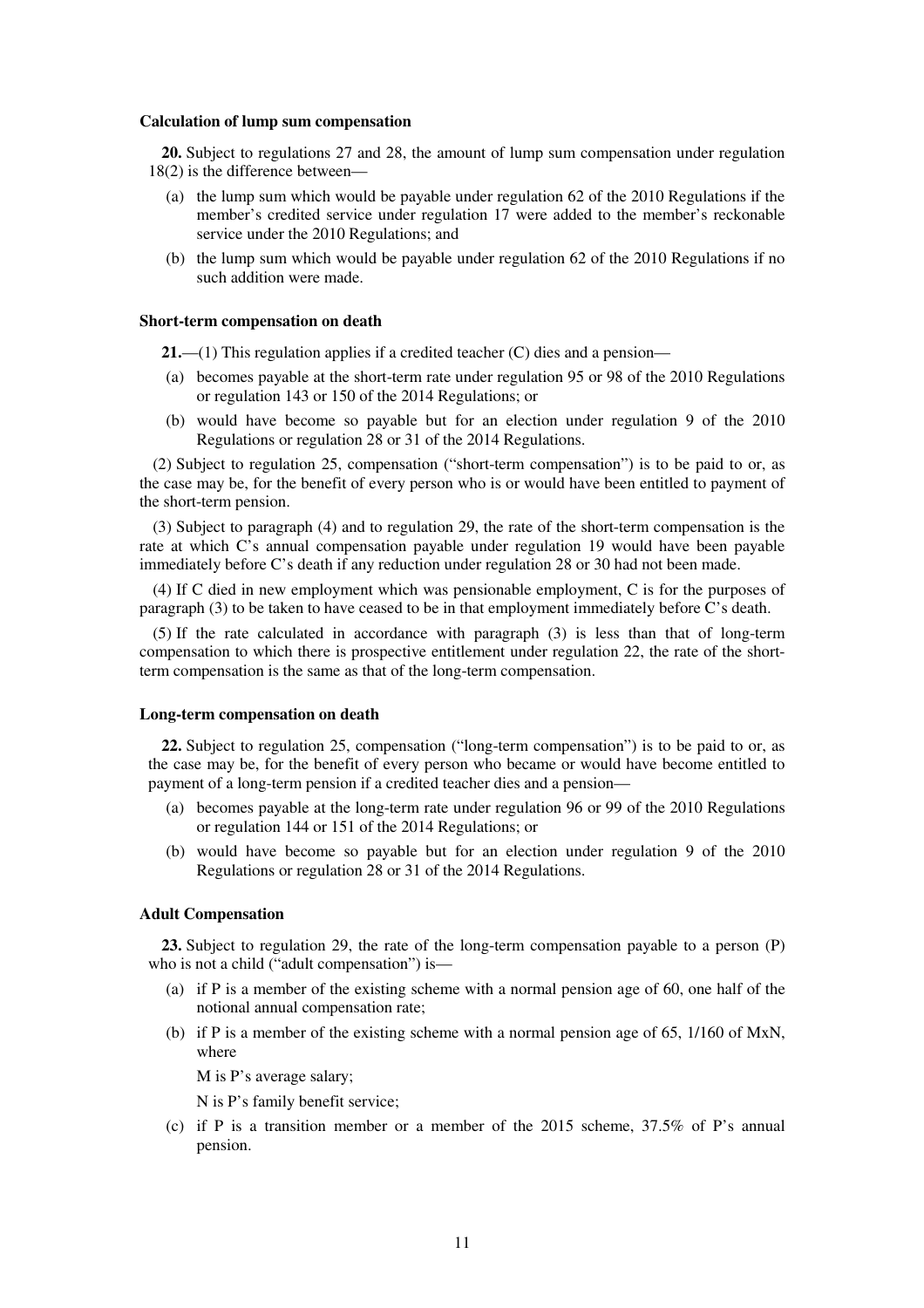**Calculation of lump sum compensation**

**20.** Subject to regulations 27 and 28, the amount of lump sum compensation under regulation 18(2) is the difference between—

(a) the lump sum which would be payable under regulation 62 of the 2010 Regulations if the member's credited service under regulation 17 were added to the member's reckonable service under the 2010 Regulations; and

(b) the lump sum which would be payable under regulation 62 of the 2010 Regulations if no such addition were made.

**Short-term compensation on death**

**21.**—(1) This regulation applies if a credited teacher (C) dies and a pension—

(a) becomes payable at the short-term rate under regulation 95 or 98 of the 2010 Regulations or regulation 143 or 150 of the 2014 Regulations; or

(b) would have become so payable but for an election under regulation 9 of the 2010 Regulations or regulation 28 or 31 of the 2014 Regulations.

(2) Subject to regulation 25, compensation ("short-term compensation") is to be paid to or, as the case may be, for the benefit of every person who is or would have been entitled to payment of the short-term pension.

(3) Subject to paragraph (4) and to regulation 29, the rate of the short-term compensation is the rate at which C's annual compensation payable under regulation 19 would have been payable immediately before C's death if any reduction under regulation 28 or 30 had not been made.

(4) If C died in new employment which was pensionable employment, C is for the purposes of paragraph (3) to be taken to have ceased to be in that employment immediately before C's death.

(5) If the rate calculated in accordance with paragraph (3) is less than that of long-term compensation to which there is prospective entitlement under regulation 22, the rate of the short-term compensation is the same as that of the long-term compensation.

**Long-term compensation on death**

**22.** Subject to regulation 25, compensation ("long-term compensation") is to be paid to or, as the case may be, for the benefit of every person who became or would have become entitled to payment of a long-term pension if a credited teacher dies and a pension—

(a) becomes payable at the long-term rate under regulation 96 or 99 of the 2010 Regulations or regulation 144 or 151 of the 2014 Regulations; or

(b) would have become so payable but for an election under regulation 9 of the 2010 Regulations or regulation 28 or 31 of the 2014 Regulations.

**Adult Compensation**

**23.** Subject to regulation 29, the rate of the long-term compensation payable to a person (P) who is not a child ("adult compensation") is—

(a) if P is a member of the existing scheme with a normal pension age of 60, one half of the notional annual compensation rate;

(b) if P is a member of the existing scheme with a normal pension age of 65, 1/160 of MxN, where

M is P's average salary;

N is P's family benefit service;

(c) if P is a transition member or a member of the 2015 scheme, 37.5% of P's annual pension.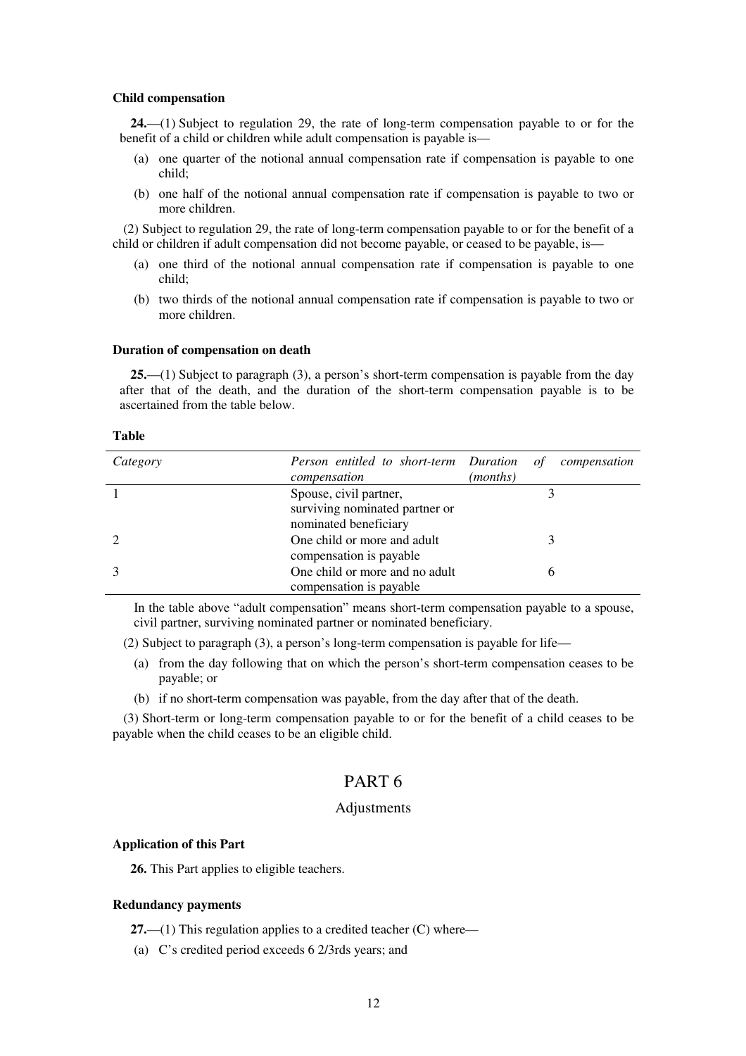**Child compensation**

**24.**—(1) Subject to regulation 29, the rate of long-term compensation payable to or for the benefit of a child or children while adult compensation is payable is—

(a) one quarter of the notional annual compensation rate if compensation is payable to one child;

(b) one half of the notional annual compensation rate if compensation is payable to two or more children.

(2) Subject to regulation 29, the rate of long-term compensation payable to or for the benefit of a child or children if adult compensation did not become payable, or ceased to be payable, is—

(a) one third of the notional annual compensation rate if compensation is payable to one child;

(b) two thirds of the notional annual compensation rate if compensation is payable to two or more children.

**Duration of compensation on death**

**25.**—(1) Subject to paragraph (3), a person's short-term compensation is payable from the day after that of the death, and the duration of the short-term compensation payable is to be ascertained from the table below.

**Table**

| *Category* | *Person entitled to short-term compensation* | *Duration of compensation (months)* |
|---|---|---|
| 1 | Spouse, civil partner, surviving nominated partner or nominated beneficiary | 3 |
| 2 | One child or more and adult compensation is payable | 3 |
| 3 | One child or more and no adult compensation is payable | 6 |

In the table above "adult compensation" means short-term compensation payable to a spouse, civil partner, surviving nominated partner or nominated beneficiary.

(2) Subject to paragraph (3), a person's long-term compensation is payable for life—

(a) from the day following that on which the person's short-term compensation ceases to be payable; or

(b) if no short-term compensation was payable, from the day after that of the death.

(3) Short-term or long-term compensation payable to or for the benefit of a child ceases to be payable when the child ceases to be an eligible child.

# PART 6

## Adjustments

**Application of this Part**

**26.** This Part applies to eligible teachers.

**Redundancy payments**

**27.**—(1) This regulation applies to a credited teacher (C) where—

(a) C's credited period exceeds 6 2/3rds years; and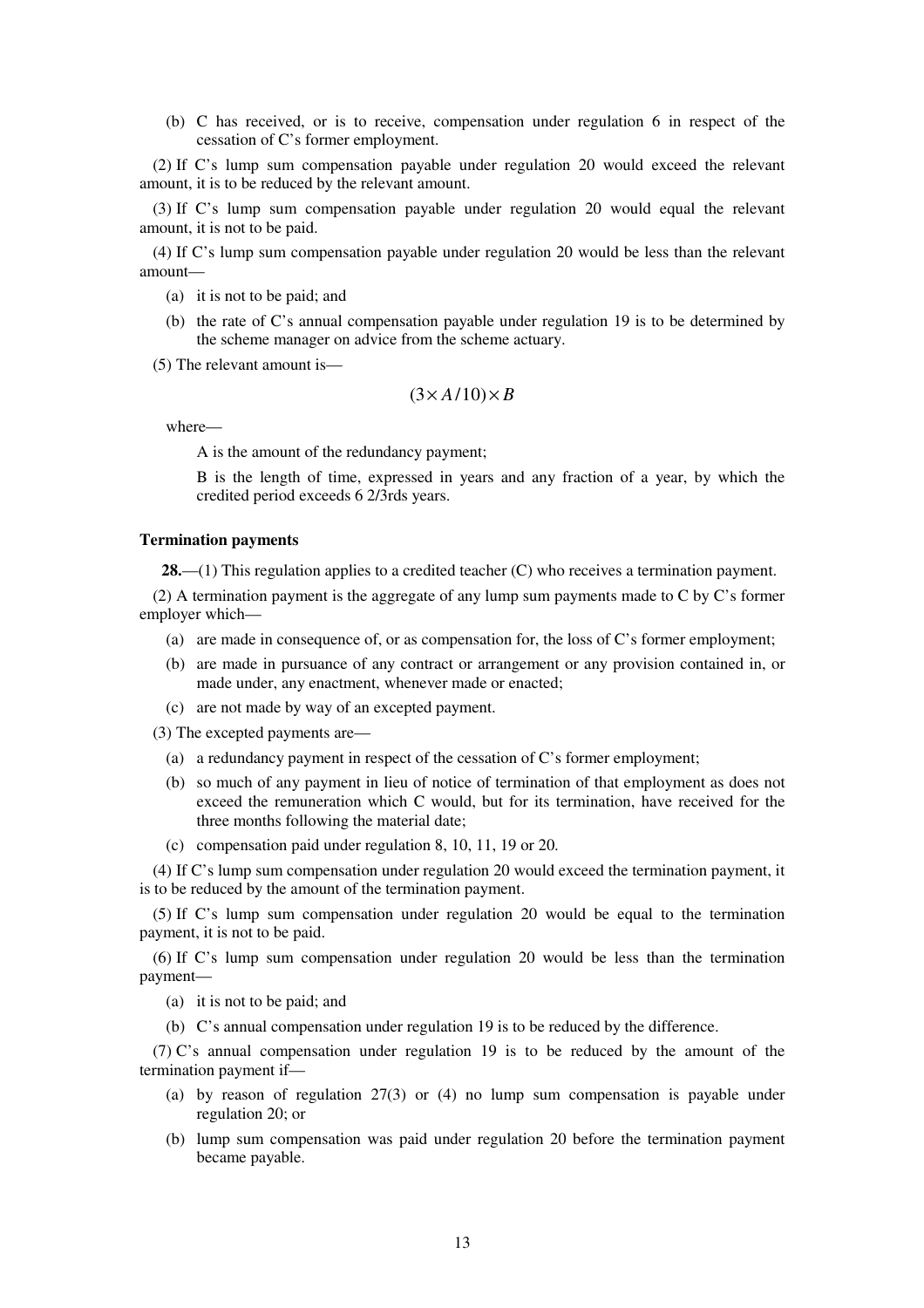(b) C has received, or is to receive, compensation under regulation 6 in respect of the cessation of C's former employment.

(2) If C's lump sum compensation payable under regulation 20 would exceed the relevant amount, it is to be reduced by the relevant amount.

(3) If C's lump sum compensation payable under regulation 20 would equal the relevant amount, it is not to be paid.

(4) If C's lump sum compensation payable under regulation 20 would be less than the relevant amount—

(a) it is not to be paid; and

(b) the rate of C's annual compensation payable under regulation 19 is to be determined by the scheme manager on advice from the scheme actuary.

(5) The relevant amount is—

$$(3 \times A / 10) \times B$$

where—

A is the amount of the redundancy payment;

B is the length of time, expressed in years and any fraction of a year, by which the credited period exceeds 6 2/3rds years.

**Termination payments**

**28.**—(1) This regulation applies to a credited teacher (C) who receives a termination payment.

(2) A termination payment is the aggregate of any lump sum payments made to C by C's former employer which—

(a) are made in consequence of, or as compensation for, the loss of C's former employment;

(b) are made in pursuance of any contract or arrangement or any provision contained in, or made under, any enactment, whenever made or enacted;

(c) are not made by way of an excepted payment.

(3) The excepted payments are—

(a) a redundancy payment in respect of the cessation of C's former employment;

(b) so much of any payment in lieu of notice of termination of that employment as does not exceed the remuneration which C would, but for its termination, have received for the three months following the material date;

(c) compensation paid under regulation 8, 10, 11, 19 or 20.

(4) If C's lump sum compensation under regulation 20 would exceed the termination payment, it is to be reduced by the amount of the termination payment.

(5) If C's lump sum compensation under regulation 20 would be equal to the termination payment, it is not to be paid.

(6) If C's lump sum compensation under regulation 20 would be less than the termination payment—

(a) it is not to be paid; and

(b) C's annual compensation under regulation 19 is to be reduced by the difference.

(7) C's annual compensation under regulation 19 is to be reduced by the amount of the termination payment if—

(a) by reason of regulation 27(3) or (4) no lump sum compensation is payable under regulation 20; or

(b) lump sum compensation was paid under regulation 20 before the termination payment became payable.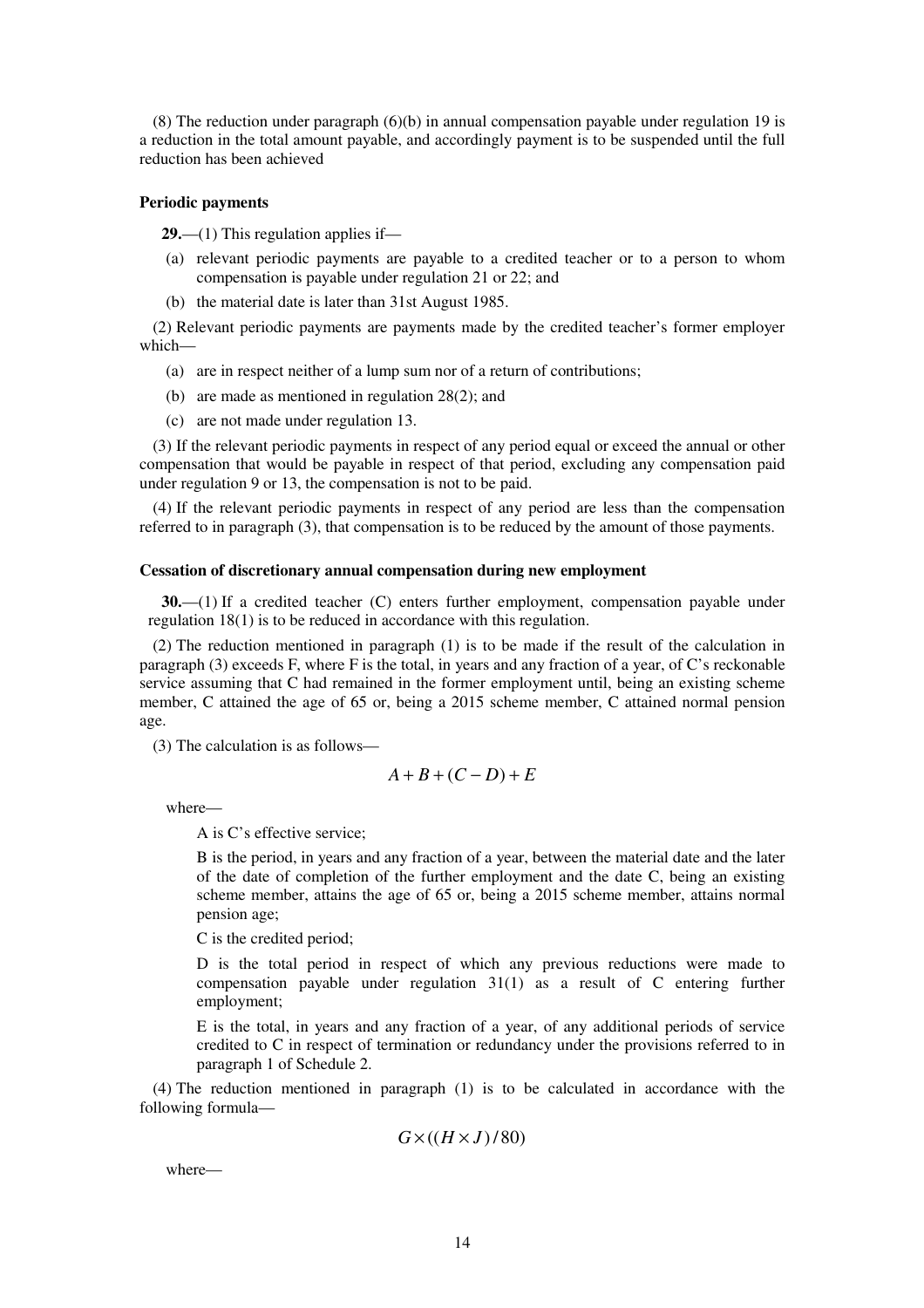(8) The reduction under paragraph (6)(b) in annual compensation payable under regulation 19 is a reduction in the total amount payable, and accordingly payment is to be suspended until the full reduction has been achieved

**Periodic payments**

**29.**—(1) This regulation applies if—

(a) relevant periodic payments are payable to a credited teacher or to a person to whom compensation is payable under regulation 21 or 22; and

(b) the material date is later than 31st August 1985.

(2) Relevant periodic payments are payments made by the credited teacher's former employer which—

(a) are in respect neither of a lump sum nor of a return of contributions;

(b) are made as mentioned in regulation 28(2); and

(c) are not made under regulation 13.

(3) If the relevant periodic payments in respect of any period equal or exceed the annual or other compensation that would be payable in respect of that period, excluding any compensation paid under regulation 9 or 13, the compensation is not to be paid.

(4) If the relevant periodic payments in respect of any period are less than the compensation referred to in paragraph (3), that compensation is to be reduced by the amount of those payments.

**Cessation of discretionary annual compensation during new employment**

**30.**—(1) If a credited teacher (C) enters further employment, compensation payable under regulation 18(1) is to be reduced in accordance with this regulation.

(2) The reduction mentioned in paragraph (1) is to be made if the result of the calculation in paragraph (3) exceeds F, where F is the total, in years and any fraction of a year, of C's reckonable service assuming that C had remained in the former employment until, being an existing scheme member, C attained the age of 65 or, being a 2015 scheme member, C attained normal pension age.

(3) The calculation is as follows—

$$A + B + (C - D) + E$$

where—

A is C's effective service;

B is the period, in years and any fraction of a year, between the material date and the later of the date of completion of the further employment and the date C, being an existing scheme member, attains the age of 65 or, being a 2015 scheme member, attains normal pension age;

C is the credited period;

D is the total period in respect of which any previous reductions were made to compensation payable under regulation 31(1) as a result of C entering further employment;

E is the total, in years and any fraction of a year, of any additional periods of service credited to C in respect of termination or redundancy under the provisions referred to in paragraph 1 of Schedule 2.

(4) The reduction mentioned in paragraph (1) is to be calculated in accordance with the following formula—

$$G \times ((H \times J) / 80)$$

where—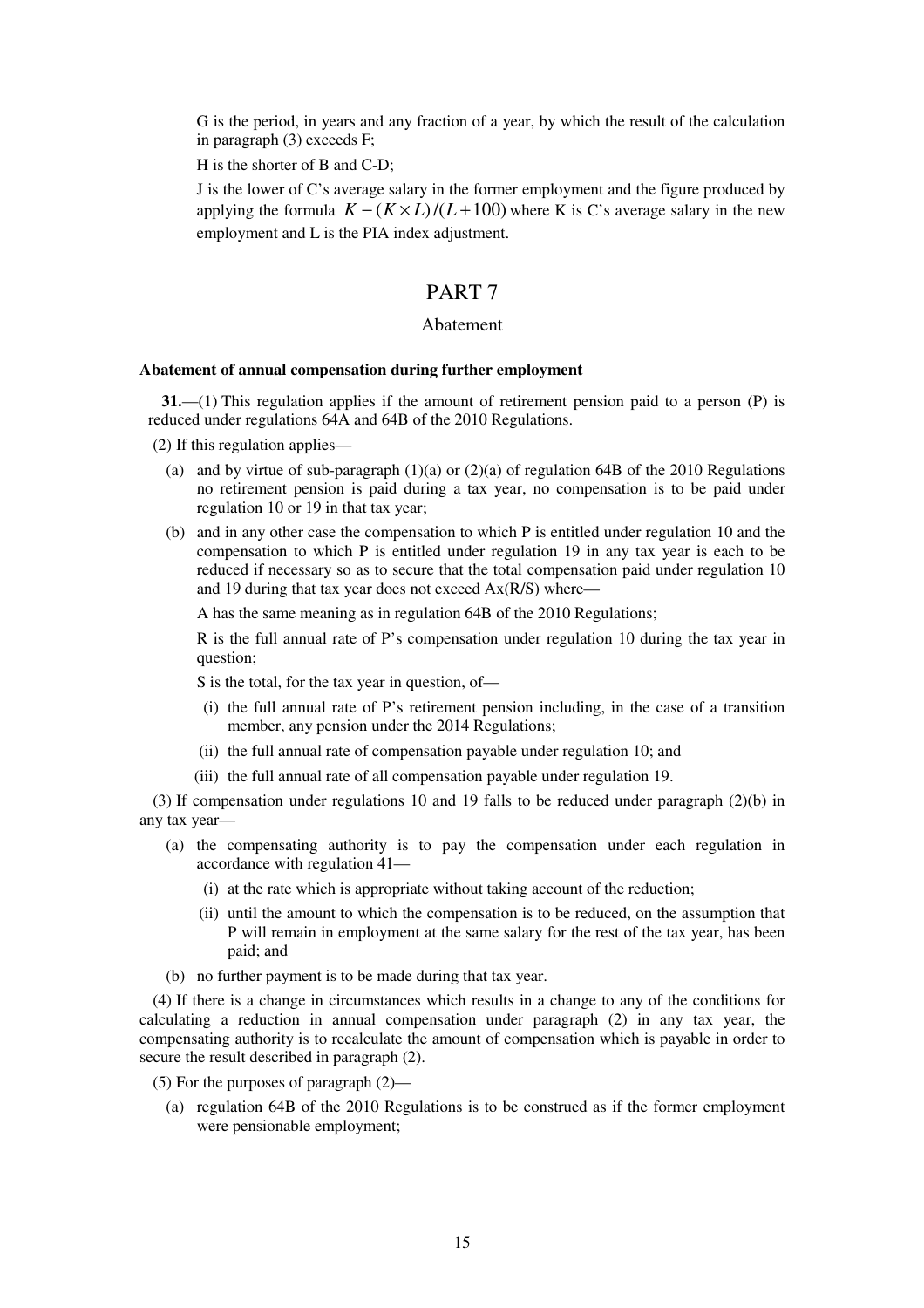G is the period, in years and any fraction of a year, by which the result of the calculation in paragraph (3) exceeds F;

H is the shorter of B and C-D;

J is the lower of C's average salary in the former employment and the figure produced by applying the formula $K - (K \times L)/(L + 100)$ where K is C's average salary in the new employment and L is the PIA index adjustment.

# PART 7

## Abatement

### Abatement of annual compensation during further employment

**31.**—(1) This regulation applies if the amount of retirement pension paid to a person (P) is reduced under regulations 64A and 64B of the 2010 Regulations.

(2) If this regulation applies—

(a) and by virtue of sub-paragraph (1)(a) or (2)(a) of regulation 64B of the 2010 Regulations no retirement pension is paid during a tax year, no compensation is to be paid under regulation 10 or 19 in that tax year;

(b) and in any other case the compensation to which P is entitled under regulation 10 and the compensation to which P is entitled under regulation 19 in any tax year is each to be reduced if necessary so as to secure that the total compensation paid under regulation 10 and 19 during that tax year does not exceed Ax(R/S) where—

A has the same meaning as in regulation 64B of the 2010 Regulations;

R is the full annual rate of P's compensation under regulation 10 during the tax year in question;

S is the total, for the tax year in question, of—

(i) the full annual rate of P's retirement pension including, in the case of a transition member, any pension under the 2014 Regulations;

(ii) the full annual rate of compensation payable under regulation 10; and

(iii) the full annual rate of all compensation payable under regulation 19.

(3) If compensation under regulations 10 and 19 falls to be reduced under paragraph (2)(b) in any tax year—

(a) the compensating authority is to pay the compensation under each regulation in accordance with regulation 41—

(i) at the rate which is appropriate without taking account of the reduction;

(ii) until the amount to which the compensation is to be reduced, on the assumption that P will remain in employment at the same salary for the rest of the tax year, has been paid; and

(b) no further payment is to be made during that tax year.

(4) If there is a change in circumstances which results in a change to any of the conditions for calculating a reduction in annual compensation under paragraph (2) in any tax year, the compensating authority is to recalculate the amount of compensation which is payable in order to secure the result described in paragraph (2).

(5) For the purposes of paragraph (2)—

(a) regulation 64B of the 2010 Regulations is to be construed as if the former employment were pensionable employment;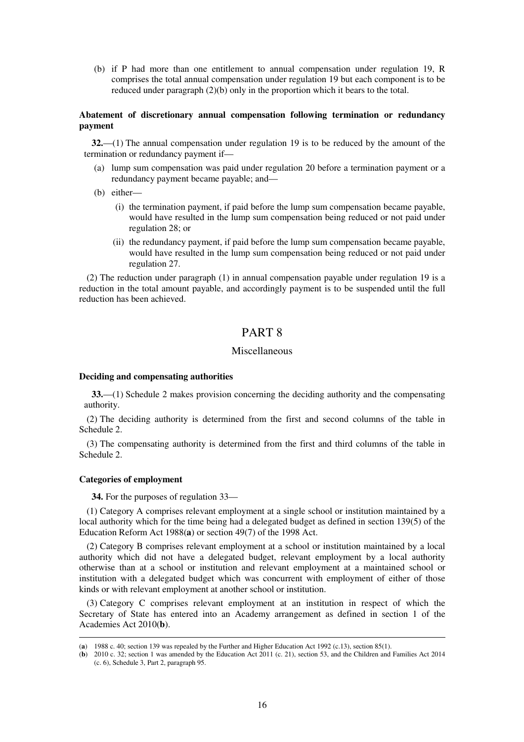(b) if P had more than one entitlement to annual compensation under regulation 19, R comprises the total annual compensation under regulation 19 but each component is to be reduced under paragraph (2)(b) only in the proportion which it bears to the total.

**Abatement of discretionary annual compensation following termination or redundancy payment**

**32.**—(1) The annual compensation under regulation 19 is to be reduced by the amount of the termination or redundancy payment if—

(a) lump sum compensation was paid under regulation 20 before a termination payment or a redundancy payment became payable; and—

(b) either—

(i) the termination payment, if paid before the lump sum compensation became payable, would have resulted in the lump sum compensation being reduced or not paid under regulation 28; or

(ii) the redundancy payment, if paid before the lump sum compensation became payable, would have resulted in the lump sum compensation being reduced or not paid under regulation 27.

(2) The reduction under paragraph (1) in annual compensation payable under regulation 19 is a reduction in the total amount payable, and accordingly payment is to be suspended until the full reduction has been achieved.

# PART 8

## Miscellaneous

**Deciding and compensating authorities**

**33.**—(1) Schedule 2 makes provision concerning the deciding authority and the compensating authority.

(2) The deciding authority is determined from the first and second columns of the table in Schedule 2.

(3) The compensating authority is determined from the first and third columns of the table in Schedule 2.

**Categories of employment**

**34.** For the purposes of regulation 33—

(1) Category A comprises relevant employment at a single school or institution maintained by a local authority which for the time being had a delegated budget as defined in section 139(5) of the Education Reform Act 1988(**a**) or section 49(7) of the 1998 Act.

(2) Category B comprises relevant employment at a school or institution maintained by a local authority which did not have a delegated budget, relevant employment by a local authority otherwise than at a school or institution and relevant employment at a maintained school or institution with a delegated budget which was concurrent with employment of either of those kinds or with relevant employment at another school or institution.

(3) Category C comprises relevant employment at an institution in respect of which the Secretary of State has entered into an Academy arrangement as defined in section 1 of the Academies Act 2010(**b**).

---

(**a**) 1988 c. 40; section 139 was repealed by the Further and Higher Education Act 1992 (c.13), section 85(1).

(**b**) 2010 c. 32; section 1 was amended by the Education Act 2011 (c. 21), section 53, and the Children and Families Act 2014 (c. 6), Schedule 3, Part 2, paragraph 95.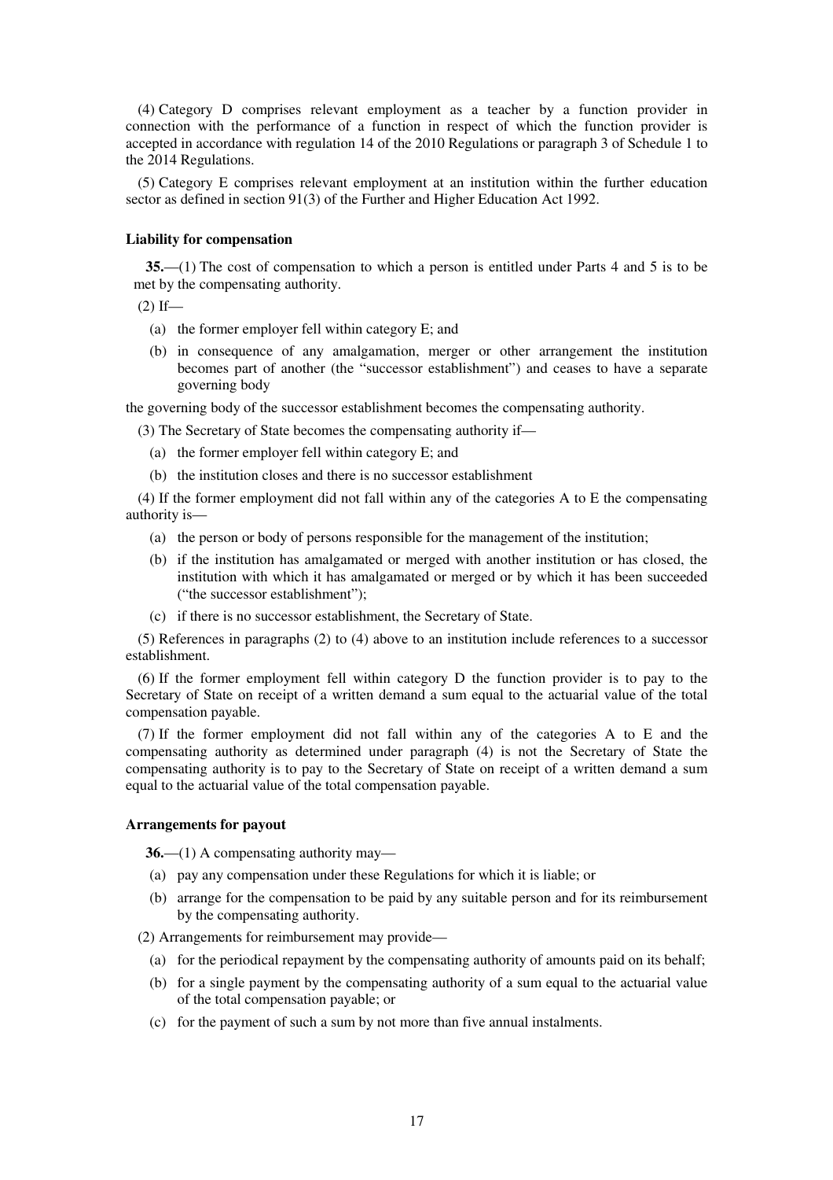(4) Category D comprises relevant employment as a teacher by a function provider in connection with the performance of a function in respect of which the function provider is accepted in accordance with regulation 14 of the 2010 Regulations or paragraph 3 of Schedule 1 to the 2014 Regulations.

(5) Category E comprises relevant employment at an institution within the further education sector as defined in section 91(3) of the Further and Higher Education Act 1992.

### Liability for compensation

**35.**—(1) The cost of compensation to which a person is entitled under Parts 4 and 5 is to be met by the compensating authority.

(2) If—

- (a) the former employer fell within category E; and
- (b) in consequence of any amalgamation, merger or other arrangement the institution becomes part of another (the "successor establishment") and ceases to have a separate governing body

the governing body of the successor establishment becomes the compensating authority.

(3) The Secretary of State becomes the compensating authority if—

- (a) the former employer fell within category E; and
- (b) the institution closes and there is no successor establishment

(4) If the former employment did not fall within any of the categories A to E the compensating authority is—

- (a) the person or body of persons responsible for the management of the institution;
- (b) if the institution has amalgamated or merged with another institution or has closed, the institution with which it has amalgamated or merged or by which it has been succeeded ("the successor establishment");
- (c) if there is no successor establishment, the Secretary of State.

(5) References in paragraphs (2) to (4) above to an institution include references to a successor establishment.

(6) If the former employment fell within category D the function provider is to pay to the Secretary of State on receipt of a written demand a sum equal to the actuarial value of the total compensation payable.

(7) If the former employment did not fall within any of the categories A to E and the compensating authority as determined under paragraph (4) is not the Secretary of State the compensating authority is to pay to the Secretary of State on receipt of a written demand a sum equal to the actuarial value of the total compensation payable.

### Arrangements for payout

**36.**—(1) A compensating authority may—

- (a) pay any compensation under these Regulations for which it is liable; or
- (b) arrange for the compensation to be paid by any suitable person and for its reimbursement by the compensating authority.

(2) Arrangements for reimbursement may provide—

- (a) for the periodical repayment by the compensating authority of amounts paid on its behalf;
- (b) for a single payment by the compensating authority of a sum equal to the actuarial value of the total compensation payable; or
- (c) for the payment of such a sum by not more than five annual instalments.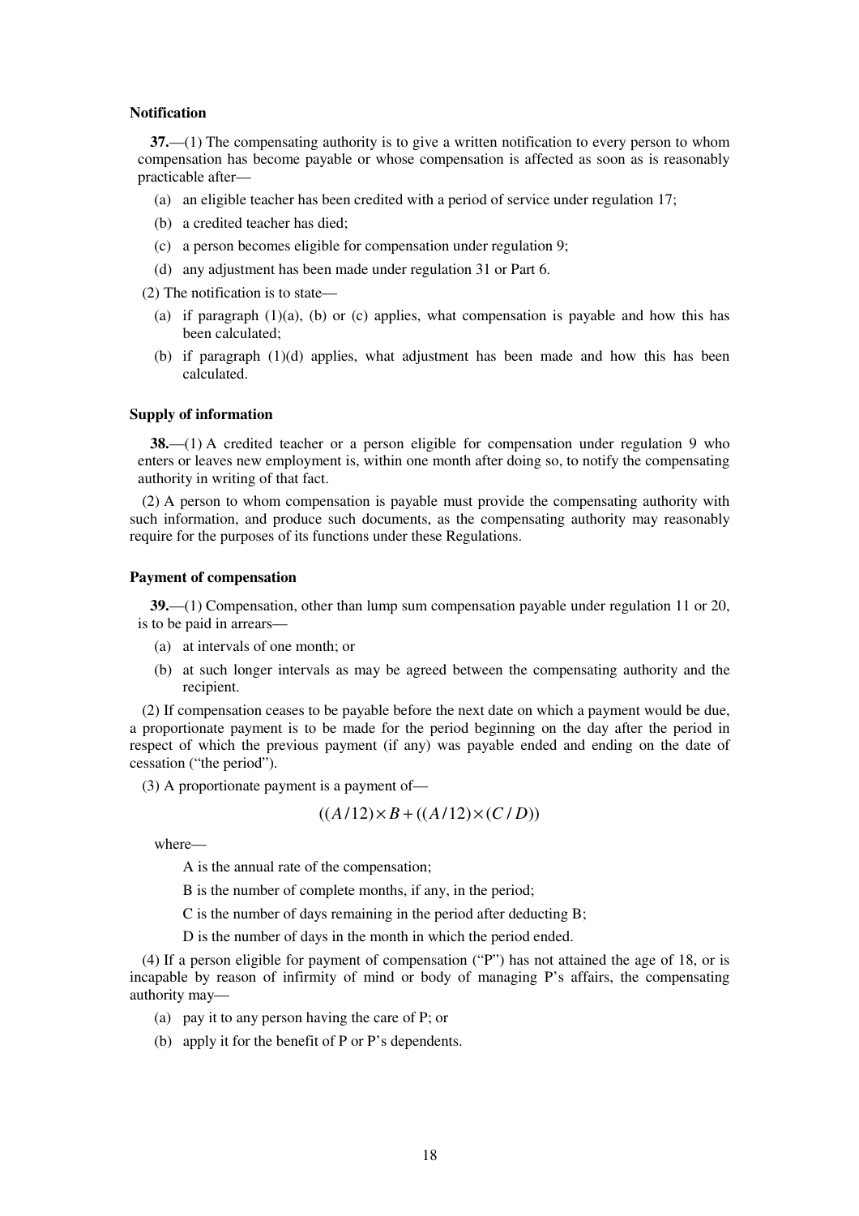### Notification

**37.**—(1) The compensating authority is to give a written notification to every person to whom compensation has become payable or whose compensation is affected as soon as is reasonably practicable after—

(a) an eligible teacher has been credited with a period of service under regulation 17;

(b) a credited teacher has died;

(c) a person becomes eligible for compensation under regulation 9;

(d) any adjustment has been made under regulation 31 or Part 6.

(2) The notification is to state—

(a) if paragraph (1)(a), (b) or (c) applies, what compensation is payable and how this has been calculated;

(b) if paragraph (1)(d) applies, what adjustment has been made and how this has been calculated.

### Supply of information

**38.**—(1) A credited teacher or a person eligible for compensation under regulation 9 who enters or leaves new employment is, within one month after doing so, to notify the compensating authority in writing of that fact.

(2) A person to whom compensation is payable must provide the compensating authority with such information, and produce such documents, as the compensating authority may reasonably require for the purposes of its functions under these Regulations.

### Payment of compensation

**39.**—(1) Compensation, other than lump sum compensation payable under regulation 11 or 20, is to be paid in arrears—

(a) at intervals of one month; or

(b) at such longer intervals as may be agreed between the compensating authority and the recipient.

(2) If compensation ceases to be payable before the next date on which a payment would be due, a proportionate payment is to be made for the period beginning on the day after the period in respect of which the previous payment (if any) was payable ended and ending on the date of cessation ("the period").

(3) A proportionate payment is a payment of—

$$((A/12) \times B + ((A/12) \times (C/D))$$

where—

A is the annual rate of the compensation;

B is the number of complete months, if any, in the period;

C is the number of days remaining in the period after deducting B;

D is the number of days in the month in which the period ended.

(4) If a person eligible for payment of compensation ("P") has not attained the age of 18, or is incapable by reason of infirmity of mind or body of managing P's affairs, the compensating authority may—

(a) pay it to any person having the care of P; or

(b) apply it for the benefit of P or P's dependents.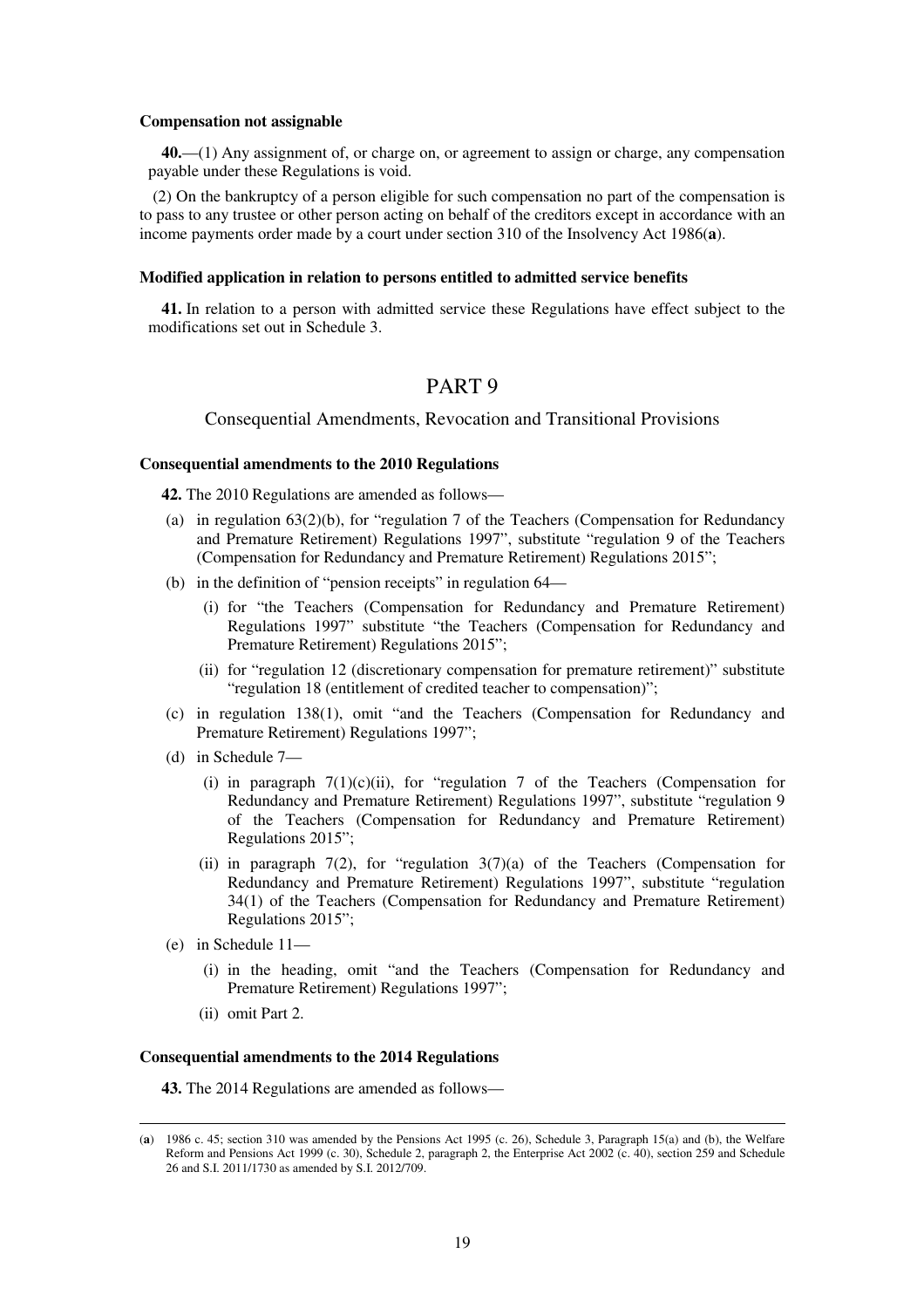**Compensation not assignable**

**40.**—(1) Any assignment of, or charge on, or agreement to assign or charge, any compensation payable under these Regulations is void.

(2) On the bankruptcy of a person eligible for such compensation no part of the compensation is to pass to any trustee or other person acting on behalf of the creditors except in accordance with an income payments order made by a court under section 310 of the Insolvency Act 1986(**a**).

**Modified application in relation to persons entitled to admitted service benefits**

**41.** In relation to a person with admitted service these Regulations have effect subject to the modifications set out in Schedule 3.

# PART 9

## Consequential Amendments, Revocation and Transitional Provisions

**Consequential amendments to the 2010 Regulations**

**42.** The 2010 Regulations are amended as follows—

(a) in regulation 63(2)(b), for "regulation 7 of the Teachers (Compensation for Redundancy and Premature Retirement) Regulations 1997", substitute "regulation 9 of the Teachers (Compensation for Redundancy and Premature Retirement) Regulations 2015";

(b) in the definition of "pension receipts" in regulation 64—

(i) for "the Teachers (Compensation for Redundancy and Premature Retirement) Regulations 1997" substitute "the Teachers (Compensation for Redundancy and Premature Retirement) Regulations 2015";

(ii) for "regulation 12 (discretionary compensation for premature retirement)" substitute "regulation 18 (entitlement of credited teacher to compensation)";

(c) in regulation 138(1), omit "and the Teachers (Compensation for Redundancy and Premature Retirement) Regulations 1997";

(d) in Schedule 7—

(i) in paragraph 7(1)(c)(ii), for "regulation 7 of the Teachers (Compensation for Redundancy and Premature Retirement) Regulations 1997", substitute "regulation 9 of the Teachers (Compensation for Redundancy and Premature Retirement) Regulations 2015";

(ii) in paragraph 7(2), for "regulation 3(7)(a) of the Teachers (Compensation for Redundancy and Premature Retirement) Regulations 1997", substitute "regulation 34(1) of the Teachers (Compensation for Redundancy and Premature Retirement) Regulations 2015";

(e) in Schedule 11—

(i) in the heading, omit "and the Teachers (Compensation for Redundancy and Premature Retirement) Regulations 1997";

(ii) omit Part 2.

**Consequential amendments to the 2014 Regulations**

**43.** The 2014 Regulations are amended as follows—

---

(**a**) 1986 c. 45; section 310 was amended by the Pensions Act 1995 (c. 26), Schedule 3, Paragraph 15(a) and (b), the Welfare Reform and Pensions Act 1999 (c. 30), Schedule 2, paragraph 2, the Enterprise Act 2002 (c. 40), section 259 and Schedule 26 and S.I. 2011/1730 as amended by S.I. 2012/709.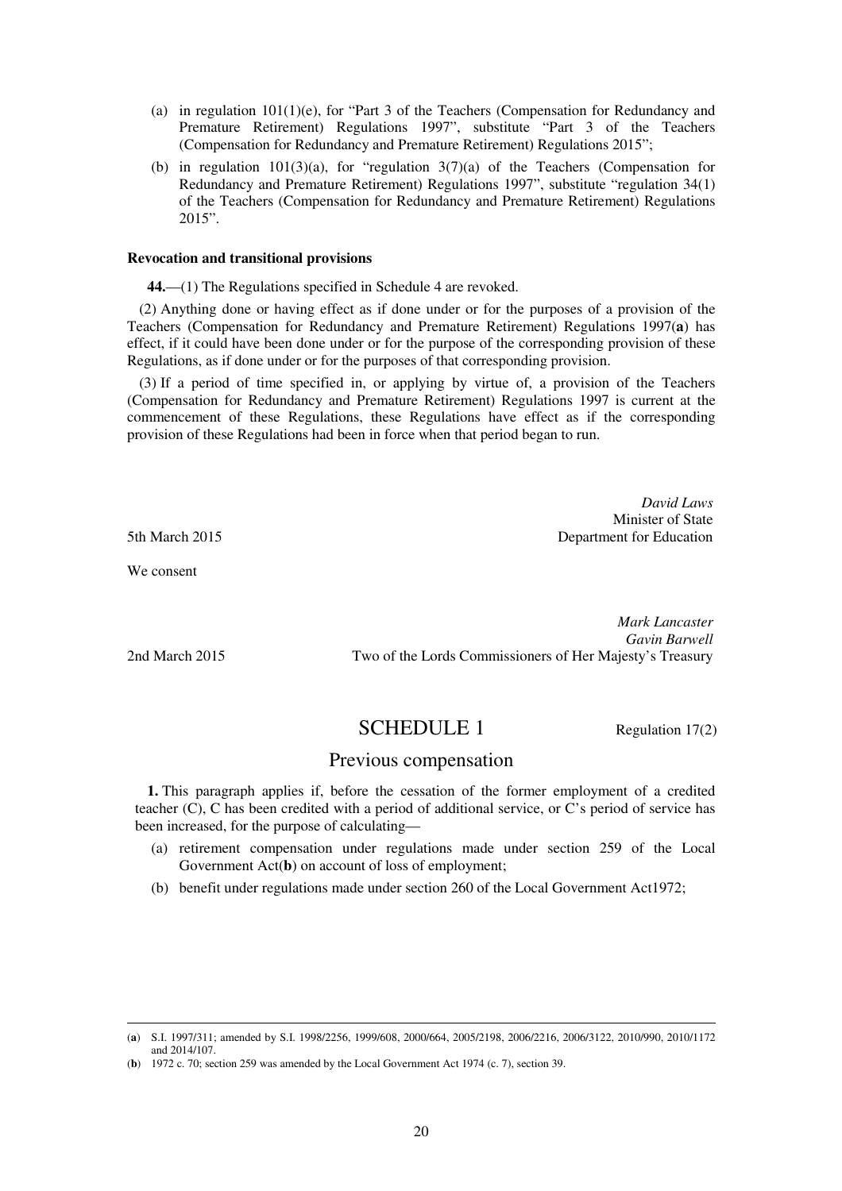(a) in regulation 101(1)(e), for "Part 3 of the Teachers (Compensation for Redundancy and Premature Retirement) Regulations 1997", substitute "Part 3 of the Teachers (Compensation for Redundancy and Premature Retirement) Regulations 2015";

(b) in regulation 101(3)(a), for "regulation 3(7)(a) of the Teachers (Compensation for Redundancy and Premature Retirement) Regulations 1997", substitute "regulation 34(1) of the Teachers (Compensation for Redundancy and Premature Retirement) Regulations 2015".

**Revocation and transitional provisions**

**44.**—(1) The Regulations specified in Schedule 4 are revoked.

(2) Anything done or having effect as if done under or for the purposes of a provision of the Teachers (Compensation for Redundancy and Premature Retirement) Regulations 1997(**a**) has effect, if it could have been done under or for the purpose of the corresponding provision of these Regulations, as if done under or for the purposes of that corresponding provision.

(3) If a period of time specified in, or applying by virtue of, a provision of the Teachers (Compensation for Redundancy and Premature Retirement) Regulations 1997 is current at the commencement of these Regulations, these Regulations have effect as if the corresponding provision of these Regulations had been in force when that period began to run.

*David Laws*
Minister of State
5th March 2015 Department for Education

We consent

*Mark Lancaster*
*Gavin Barwell*
2nd March 2015 Two of the Lords Commissioners of Her Majesty's Treasury

# SCHEDULE 1

Regulation 17(2)

## Previous compensation

**1.** This paragraph applies if, before the cessation of the former employment of a credited teacher (C), C has been credited with a period of additional service, or C's period of service has been increased, for the purpose of calculating—

(a) retirement compensation under regulations made under section 259 of the Local Government Act(**b**) on account of loss of employment;

(b) benefit under regulations made under section 260 of the Local Government Act1972;

---

(**a**) S.I. 1997/311; amended by S.I. 1998/2256, 1999/608, 2000/664, 2005/2198, 2006/2216, 2006/3122, 2010/990, 2010/1172 and 2014/107.

(**b**) 1972 c. 70; section 259 was amended by the Local Government Act 1974 (c. 7), section 39.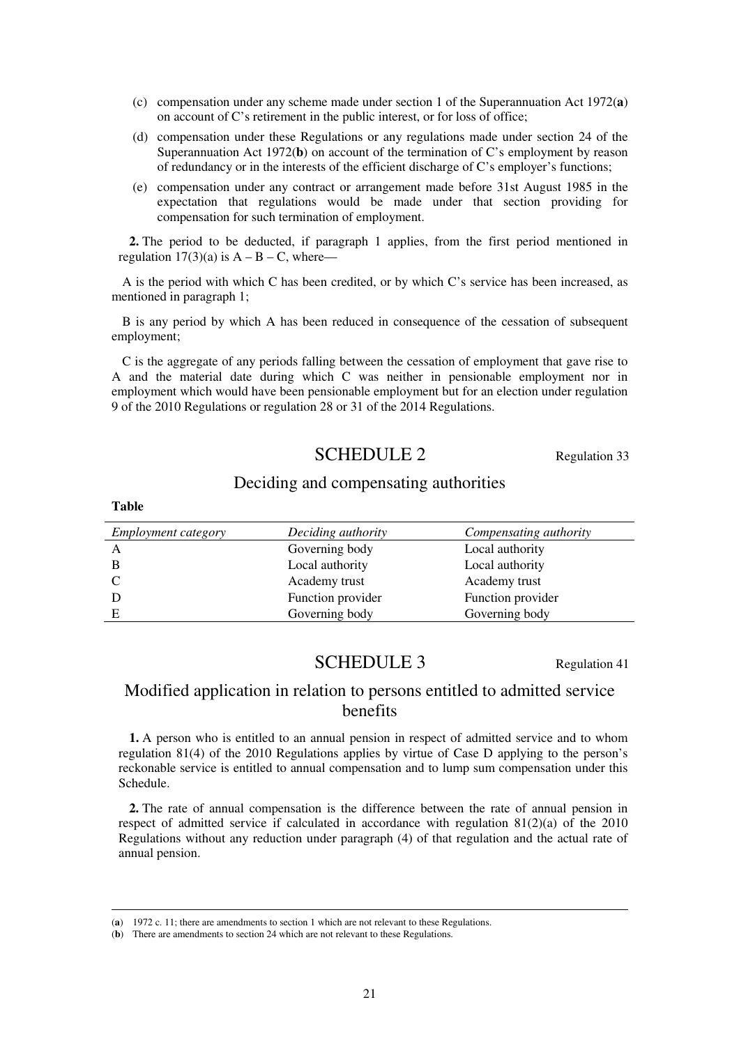(c) compensation under any scheme made under section 1 of the Superannuation Act 1972(**a**) on account of C's retirement in the public interest, or for loss of office;

(d) compensation under these Regulations or any regulations made under section 24 of the Superannuation Act 1972(**b**) on account of the termination of C's employment by reason of redundancy or in the interests of the efficient discharge of C's employer's functions;

(e) compensation under any contract or arrangement made before 31st August 1985 in the expectation that regulations would be made under that section providing for compensation for such termination of employment.

**2.** The period to be deducted, if paragraph 1 applies, from the first period mentioned in regulation 17(3)(a) is A – B – C, where—

A is the period with which C has been credited, or by which C's service has been increased, as mentioned in paragraph 1;

B is any period by which A has been reduced in consequence of the cessation of subsequent employment;

C is the aggregate of any periods falling between the cessation of employment that gave rise to A and the material date during which C was neither in pensionable employment nor in employment which would have been pensionable employment but for an election under regulation 9 of the 2010 Regulations or regulation 28 or 31 of the 2014 Regulations.

## SCHEDULE 2

Regulation 33

### Deciding and compensating authorities

**Table**

| *Employment category* | *Deciding authority* | *Compensating authority* |
|---|---|---|
| A | Governing body | Local authority |
| B | Local authority | Local authority |
| C | Academy trust | Academy trust |
| D | Function provider | Function provider |
| E | Governing body | Governing body |

## SCHEDULE 3

Regulation 41

### Modified application in relation to persons entitled to admitted service benefits

**1.** A person who is entitled to an annual pension in respect of admitted service and to whom regulation 81(4) of the 2010 Regulations applies by virtue of Case D applying to the person's reckonable service is entitled to annual compensation and to lump sum compensation under this Schedule.

**2.** The rate of annual compensation is the difference between the rate of annual pension in respect of admitted service if calculated in accordance with regulation 81(2)(a) of the 2010 Regulations without any reduction under paragraph (4) of that regulation and the actual rate of annual pension.

---

(**a**) 1972 c. 11; there are amendments to section 1 which are not relevant to these Regulations.

(**b**) There are amendments to section 24 which are not relevant to these Regulations.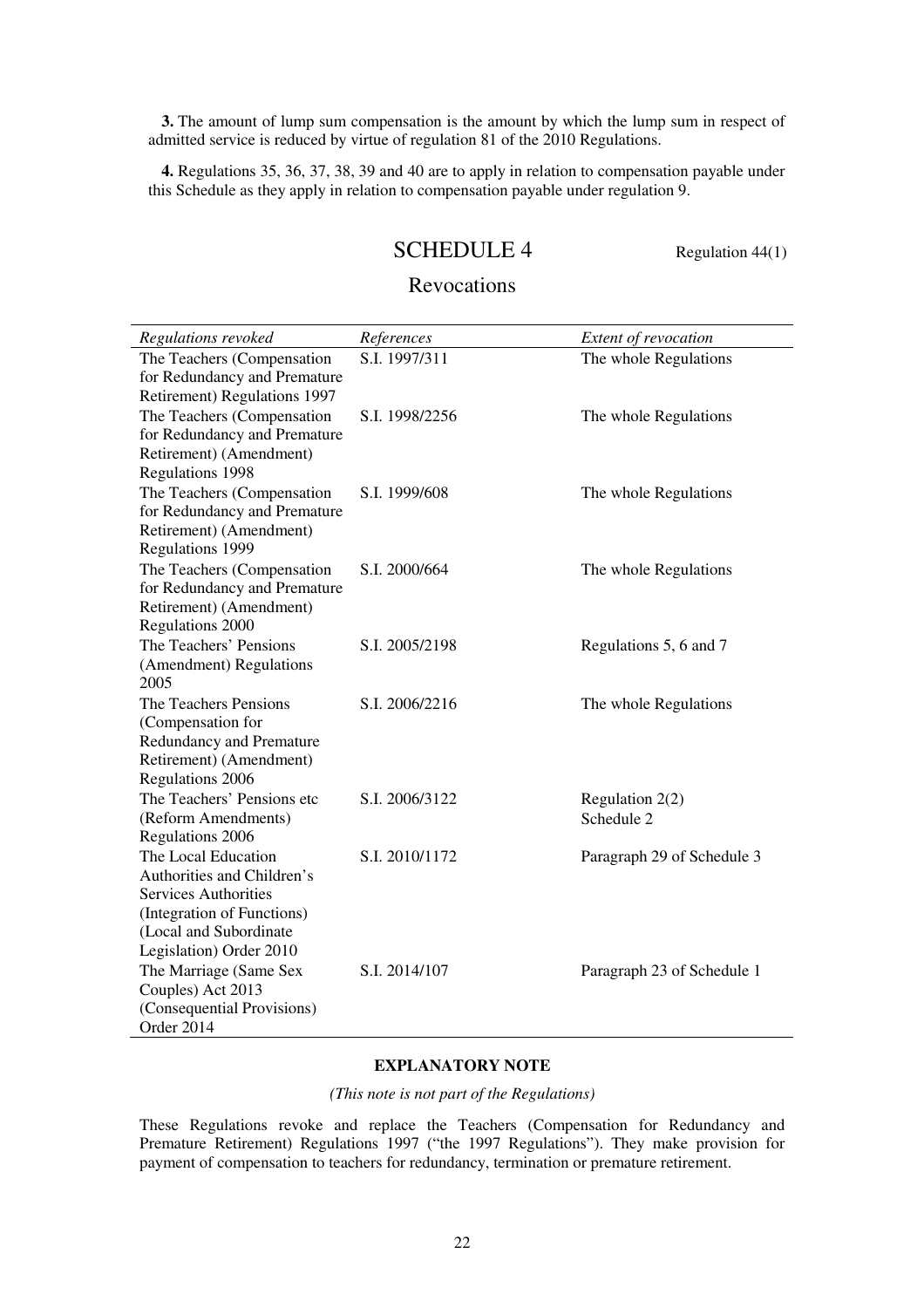**3.** The amount of lump sum compensation is the amount by which the lump sum in respect of admitted service is reduced by virtue of regulation 81 of the 2010 Regulations.

**4.** Regulations 35, 36, 37, 38, 39 and 40 are to apply in relation to compensation payable under this Schedule as they apply in relation to compensation payable under regulation 9.

## SCHEDULE 4

Regulation 44(1)

### Revocations

| *Regulations revoked* | *References* | *Extent of revocation* |
|---|---|---|
| The Teachers (Compensation for Redundancy and Premature Retirement) Regulations 1997 | S.I. 1997/311 | The whole Regulations |
| The Teachers (Compensation for Redundancy and Premature Retirement) (Amendment) Regulations 1998 | S.I. 1998/2256 | The whole Regulations |
| The Teachers (Compensation for Redundancy and Premature Retirement) (Amendment) Regulations 1999 | S.I. 1999/608 | The whole Regulations |
| The Teachers (Compensation for Redundancy and Premature Retirement) (Amendment) Regulations 2000 | S.I. 2000/664 | The whole Regulations |
| The Teachers' Pensions (Amendment) Regulations 2005 | S.I. 2005/2198 | Regulations 5, 6 and 7 |
| The Teachers Pensions (Compensation for Redundancy and Premature Retirement) (Amendment) Regulations 2006 | S.I. 2006/2216 | The whole Regulations |
| The Teachers' Pensions etc (Reform Amendments) Regulations 2006 | S.I. 2006/3122 | Regulation 2(2) Schedule 2 |
| The Local Education Authorities and Children's Services Authorities (Integration of Functions) (Local and Subordinate Legislation) Order 2010 | S.I. 2010/1172 | Paragraph 29 of Schedule 3 |
| The Marriage (Same Sex Couples) Act 2013 (Consequential Provisions) Order 2014 | S.I. 2014/107 | Paragraph 23 of Schedule 1 |

#### EXPLANATORY NOTE

*(This note is not part of the Regulations)*

These Regulations revoke and replace the Teachers (Compensation for Redundancy and Premature Retirement) Regulations 1997 ("the 1997 Regulations"). They make provision for payment of compensation to teachers for redundancy, termination or premature retirement.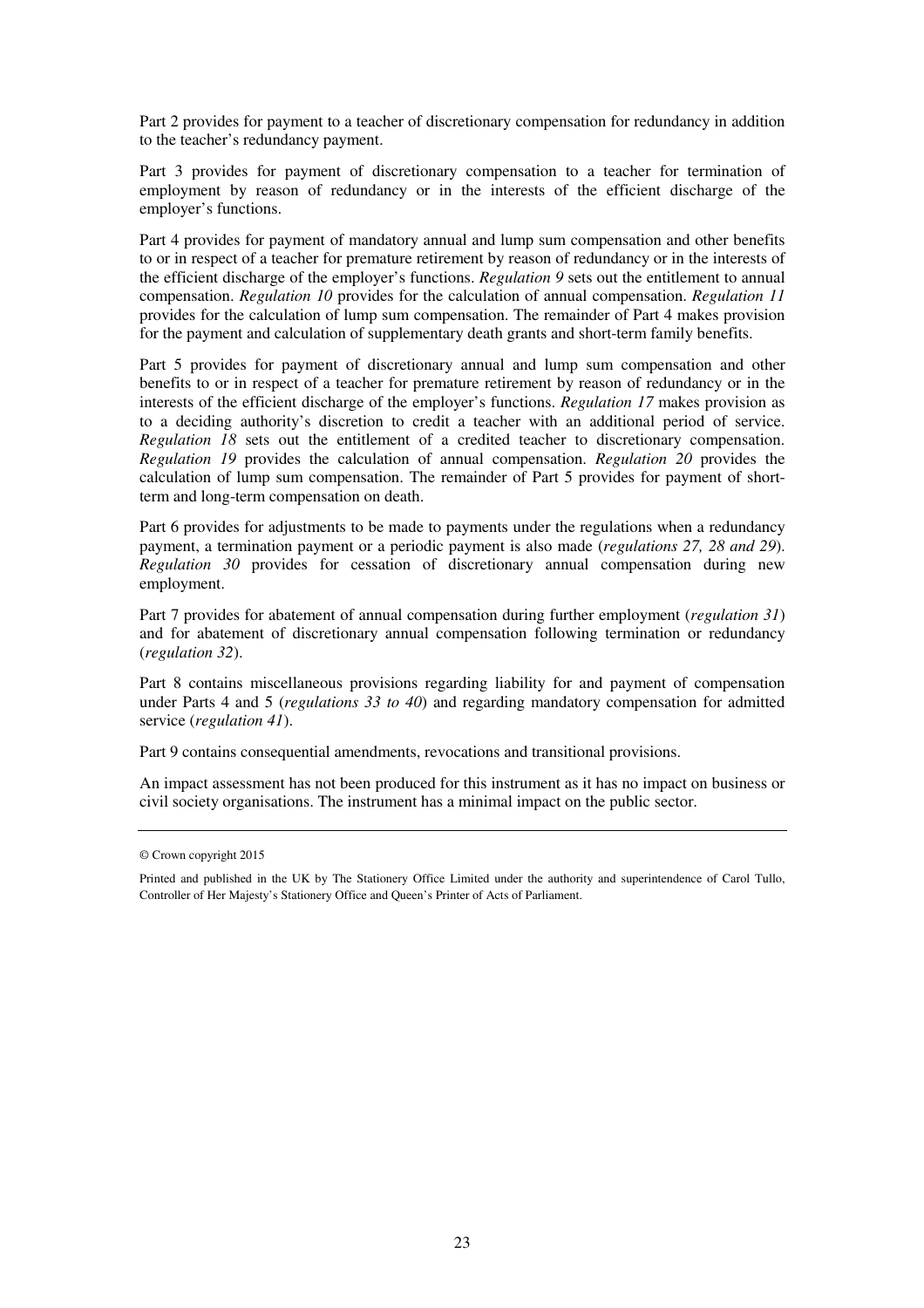Part 2 provides for payment to a teacher of discretionary compensation for redundancy in addition to the teacher's redundancy payment.

Part 3 provides for payment of discretionary compensation to a teacher for termination of employment by reason of redundancy or in the interests of the efficient discharge of the employer's functions.

Part 4 provides for payment of mandatory annual and lump sum compensation and other benefits to or in respect of a teacher for premature retirement by reason of redundancy or in the interests of the efficient discharge of the employer's functions. *Regulation 9* sets out the entitlement to annual compensation. *Regulation 10* provides for the calculation of annual compensation. *Regulation 11* provides for the calculation of lump sum compensation. The remainder of Part 4 makes provision for the payment and calculation of supplementary death grants and short-term family benefits.

Part 5 provides for payment of discretionary annual and lump sum compensation and other benefits to or in respect of a teacher for premature retirement by reason of redundancy or in the interests of the efficient discharge of the employer's functions. *Regulation 17* makes provision as to a deciding authority's discretion to credit a teacher with an additional period of service. *Regulation 18* sets out the entitlement of a credited teacher to discretionary compensation. *Regulation 19* provides the calculation of annual compensation. *Regulation 20* provides the calculation of lump sum compensation. The remainder of Part 5 provides for payment of short-term and long-term compensation on death.

Part 6 provides for adjustments to be made to payments under the regulations when a redundancy payment, a termination payment or a periodic payment is also made (*regulations 27, 28 and 29*). *Regulation 30* provides for cessation of discretionary annual compensation during new employment.

Part 7 provides for abatement of annual compensation during further employment (*regulation 31*) and for abatement of discretionary annual compensation following termination or redundancy (*regulation 32*).

Part 8 contains miscellaneous provisions regarding liability for and payment of compensation under Parts 4 and 5 (*regulations 33 to 40*) and regarding mandatory compensation for admitted service (*regulation 41*).

Part 9 contains consequential amendments, revocations and transitional provisions.

An impact assessment has not been produced for this instrument as it has no impact on business or civil society organisations. The instrument has a minimal impact on the public sector.

---

© Crown copyright 2015

Printed and published in the UK by The Stationery Office Limited under the authority and superintendence of Carol Tullo, Controller of Her Majesty's Stationery Office and Queen's Printer of Acts of Parliament.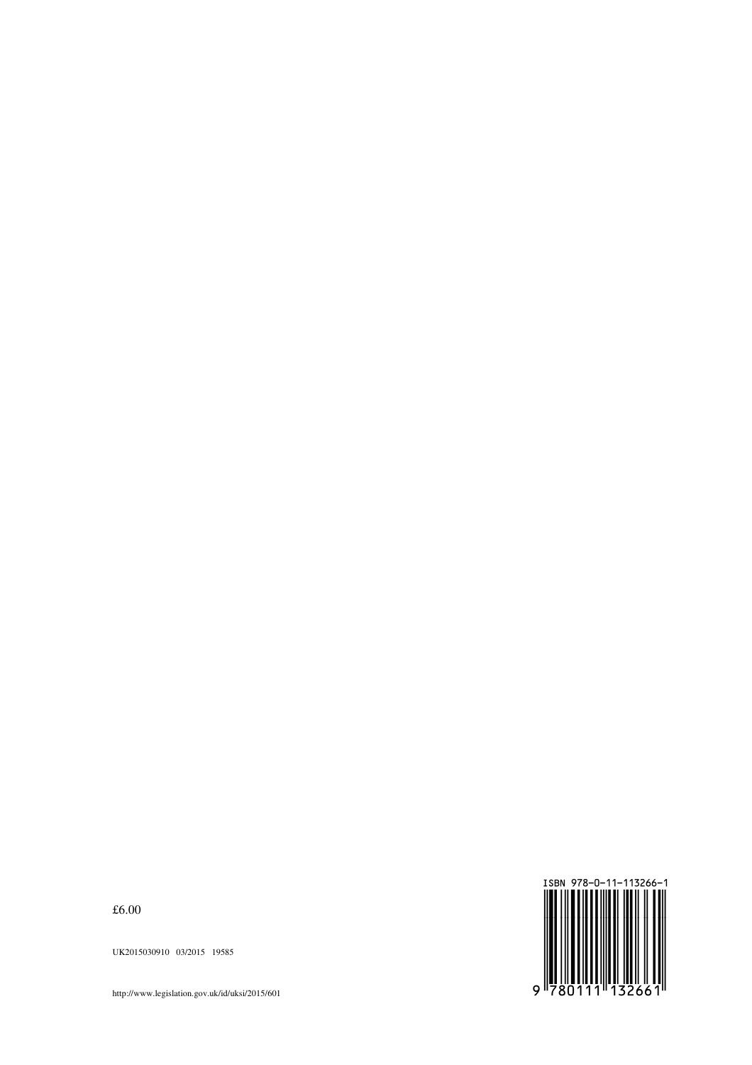£6.00

UK2015030910 03/2015 19585

http://www.legislation.gov.uk/id/uksi/2015/601

ISBN 978-0-11-113266-1

9 780111 132661